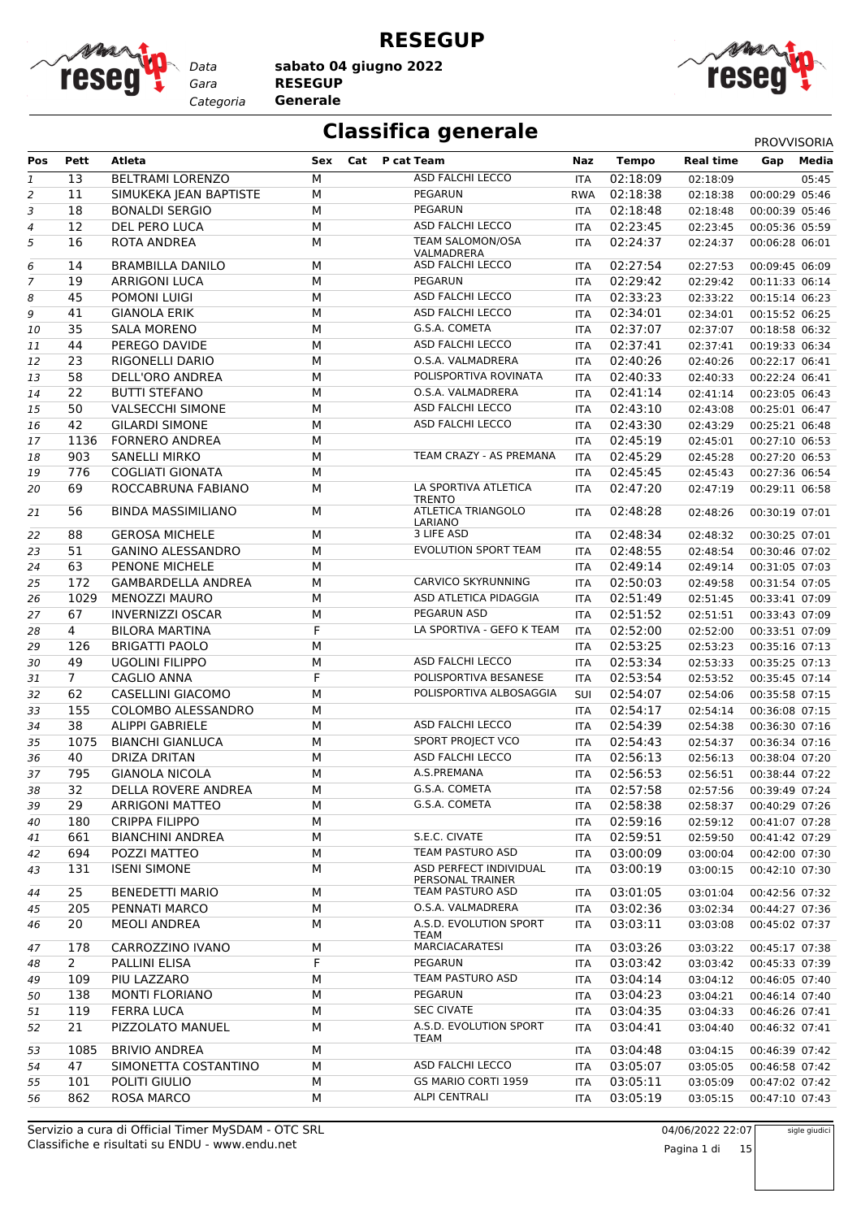# RESEGUP

Data **sabato 04 giugno 2022**
Gara **RESEGUP**
Categoria **Generale**

## Classifica generale

PROVVISORIA

| Pos | Pett | Atleta | Sex | Cat | P cat | Team | Naz | Tempo | Real time | Gap | Media |
|---|---|---|---|---|---|---|---|---|---|---|---|
| 1 | 13 | BELTRAMI LORENZO | M | | | ASD FALCHI LECCO | ITA | 02:18:09 | 02:18:09 | | 05:45 |
| 2 | 11 | SIMUKEKA JEAN BAPTISTE | M | | | PEGARUN | RWA | 02:18:38 | 02:18:38 | 00:00:29 | 05:46 |
| 3 | 18 | BONALDI SERGIO | M | | | PEGARUN | ITA | 02:18:48 | 02:18:48 | 00:00:39 | 05:46 |
| 4 | 12 | DEL PERO LUCA | M | | | ASD FALCHI LECCO | ITA | 02:23:45 | 02:23:45 | 00:05:36 | 05:59 |
| 5 | 16 | ROTA ANDREA | M | | | TEAM SALOMON/OSA VALMADRERA | ITA | 02:24:37 | 02:24:37 | 00:06:28 | 06:01 |
| 6 | 14 | BRAMBILLA DANILO | M | | | ASD FALCHI LECCO | ITA | 02:27:54 | 02:27:53 | 00:09:45 | 06:09 |
| 7 | 19 | ARRIGONI LUCA | M | | | PEGARUN | ITA | 02:29:42 | 02:29:42 | 00:11:33 | 06:14 |
| 8 | 45 | POMONI LUIGI | M | | | ASD FALCHI LECCO | ITA | 02:33:23 | 02:33:22 | 00:15:14 | 06:23 |
| 9 | 41 | GIANOLA ERIK | M | | | ASD FALCHI LECCO | ITA | 02:34:01 | 02:34:01 | 00:15:52 | 06:25 |
| 10 | 35 | SALA MORENO | M | | | G.S.A. COMETA | ITA | 02:37:07 | 02:37:07 | 00:18:58 | 06:32 |
| 11 | 44 | PEREGO DAVIDE | M | | | ASD FALCHI LECCO | ITA | 02:37:41 | 02:37:41 | 00:19:33 | 06:34 |
| 12 | 23 | RIGONELLI DARIO | M | | | O.S.A. VALMADRERA | ITA | 02:40:26 | 02:40:26 | 00:22:17 | 06:41 |
| 13 | 58 | DELL'ORO ANDREA | M | | | POLISPORTIVA ROVINATA | ITA | 02:40:33 | 02:40:33 | 00:22:24 | 06:41 |
| 14 | 22 | BUTTI STEFANO | M | | | O.S.A. VALMADRERA | ITA | 02:41:14 | 02:41:14 | 00:23:05 | 06:43 |
| 15 | 50 | VALSECCHI SIMONE | M | | | ASD FALCHI LECCO | ITA | 02:43:10 | 02:43:08 | 00:25:01 | 06:47 |
| 16 | 42 | GILARDI SIMONE | M | | | ASD FALCHI LECCO | ITA | 02:43:30 | 02:43:29 | 00:25:21 | 06:48 |
| 17 | 1136 | FORNERO ANDREA | M | | | | ITA | 02:45:19 | 02:45:01 | 00:27:10 | 06:53 |
| 18 | 903 | SANELLI MIRKO | M | | | TEAM CRAZY - AS PREMANA | ITA | 02:45:29 | 02:45:28 | 00:27:20 | 06:53 |
| 19 | 776 | COGLIATI GIONATA | M | | | | ITA | 02:45:45 | 02:45:43 | 00:27:36 | 06:54 |
| 20 | 69 | ROCCABRUNA FABIANO | M | | | LA SPORTIVA ATLETICA TRENTO | ITA | 02:47:20 | 02:47:19 | 00:29:11 | 06:58 |
| 21 | 56 | BINDA MASSIMILIANO | M | | | ATLETICA TRIANGOLO LARIANO | ITA | 02:48:28 | 02:48:26 | 00:30:19 | 07:01 |
| 22 | 88 | GEROSA MICHELE | M | | | 3 LIFE ASD | ITA | 02:48:34 | 02:48:32 | 00:30:25 | 07:01 |
| 23 | 51 | GANINO ALESSANDRO | M | | | EVOLUTION SPORT TEAM | ITA | 02:48:55 | 02:48:54 | 00:30:46 | 07:02 |
| 24 | 63 | PENONE MICHELE | M | | | | ITA | 02:49:14 | 02:49:14 | 00:31:05 | 07:03 |
| 25 | 172 | GAMBARDELLA ANDREA | M | | | CARVICO SKYRUNNING | ITA | 02:50:03 | 02:49:58 | 00:31:54 | 07:05 |
| 26 | 1029 | MENOZZI MAURO | M | | | ASD ATLETICA PIDAGGIA | ITA | 02:51:49 | 02:51:45 | 00:33:41 | 07:09 |
| 27 | 67 | INVERNIZZI OSCAR | M | | | PEGARUN ASD | ITA | 02:51:52 | 02:51:51 | 00:33:43 | 07:09 |
| 28 | 4 | BILORA MARTINA | F | | | LA SPORTIVA - GEFO K TEAM | ITA | 02:52:00 | 02:52:00 | 00:33:51 | 07:09 |
| 29 | 126 | BRIGATTI PAOLO | M | | | | ITA | 02:53:25 | 02:53:23 | 00:35:16 | 07:13 |
| 30 | 49 | UGOLINI FILIPPO | M | | | ASD FALCHI LECCO | ITA | 02:53:34 | 02:53:33 | 00:35:25 | 07:13 |
| 31 | 7 | CAGLIO ANNA | F | | | POLISPORTIVA BESANESE | ITA | 02:53:54 | 02:53:52 | 00:35:45 | 07:14 |
| 32 | 62 | CASELLINI GIACOMO | M | | | POLISPORTIVA ALBOSAGGIA | SUI | 02:54:07 | 02:54:06 | 00:35:58 | 07:15 |
| 33 | 155 | COLOMBO ALESSANDRO | M | | | | ITA | 02:54:17 | 02:54:14 | 00:36:08 | 07:15 |
| 34 | 38 | ALIPPI GABRIELE | M | | | ASD FALCHI LECCO | ITA | 02:54:39 | 02:54:38 | 00:36:30 | 07:16 |
| 35 | 1075 | BIANCHI GIANLUCA | M | | | SPORT PROJECT VCO | ITA | 02:54:43 | 02:54:37 | 00:36:34 | 07:16 |
| 36 | 40 | DRIZA DRITAN | M | | | ASD FALCHI LECCO | ITA | 02:56:13 | 02:56:13 | 00:38:04 | 07:20 |
| 37 | 795 | GIANOLA NICOLA | M | | | A.S.PREMANA | ITA | 02:56:53 | 02:56:51 | 00:38:44 | 07:22 |
| 38 | 32 | DELLA ROVERE ANDREA | M | | | G.S.A. COMETA | ITA | 02:57:58 | 02:57:56 | 00:39:49 | 07:24 |
| 39 | 29 | ARRIGONI MATTEO | M | | | G.S.A. COMETA | ITA | 02:58:38 | 02:58:37 | 00:40:29 | 07:26 |
| 40 | 180 | CRIPPA FILIPPO | M | | | | ITA | 02:59:16 | 02:59:12 | 00:41:07 | 07:28 |
| 41 | 661 | BIANCHINI ANDREA | M | | | S.E.C. CIVATE | ITA | 02:59:51 | 02:59:50 | 00:41:42 | 07:29 |
| 42 | 694 | POZZI MATTEO | M | | | TEAM PASTURO ASD | ITA | 03:00:09 | 03:00:04 | 00:42:00 | 07:30 |
| 43 | 131 | ISENI SIMONE | M | | | ASD PERFECT INDIVIDUAL PERSONAL TRAINER | ITA | 03:00:19 | 03:00:15 | 00:42:10 | 07:30 |
| 44 | 25 | BENEDETTI MARIO | M | | | TEAM PASTURO ASD | ITA | 03:01:05 | 03:01:04 | 00:42:56 | 07:32 |
| 45 | 205 | PENNATI MARCO | M | | | O.S.A. VALMADRERA | ITA | 03:02:36 | 03:02:34 | 00:44:27 | 07:36 |
| 46 | 20 | MEOLI ANDREA | M | | | A.S.D. EVOLUTION SPORT TEAM | ITA | 03:03:11 | 03:03:08 | 00:45:02 | 07:37 |
| 47 | 178 | CARROZZINO IVANO | M | | | MARCIACARATESI | ITA | 03:03:26 | 03:03:22 | 00:45:17 | 07:38 |
| 48 | 2 | PALLINI ELISA | F | | | PEGARUN | ITA | 03:03:42 | 03:03:42 | 00:45:33 | 07:39 |
| 49 | 109 | PIU LAZZARO | M | | | TEAM PASTURO ASD | ITA | 03:04:14 | 03:04:12 | 00:46:05 | 07:40 |
| 50 | 138 | MONTI FLORIANO | M | | | PEGARUN | ITA | 03:04:23 | 03:04:21 | 00:46:14 | 07:40 |
| 51 | 119 | FERRA LUCA | M | | | SEC CIVATE | ITA | 03:04:35 | 03:04:33 | 00:46:26 | 07:41 |
| 52 | 21 | PIZZOLATO MANUEL | M | | | A.S.D. EVOLUTION SPORT TEAM | ITA | 03:04:41 | 03:04:40 | 00:46:32 | 07:41 |
| 53 | 1085 | BRIVIO ANDREA | M | | | | ITA | 03:04:48 | 03:04:15 | 00:46:39 | 07:42 |
| 54 | 47 | SIMONETTA COSTANTINO | M | | | ASD FALCHI LECCO | ITA | 03:05:07 | 03:05:05 | 00:46:58 | 07:42 |
| 55 | 101 | POLITI GIULIO | M | | | GS MARIO CORTI 1959 | ITA | 03:05:11 | 03:05:09 | 00:47:02 | 07:42 |
| 56 | 862 | ROSA MARCO | M | | | ALPI CENTRALI | ITA | 03:05:19 | 03:05:15 | 00:47:10 | 07:43 |

Servizio a cura di Official Timer MySDAM - OTC SRL
Classifiche e risultati su ENDU - www.endu.net

04/06/2022 22:07

sigle giudici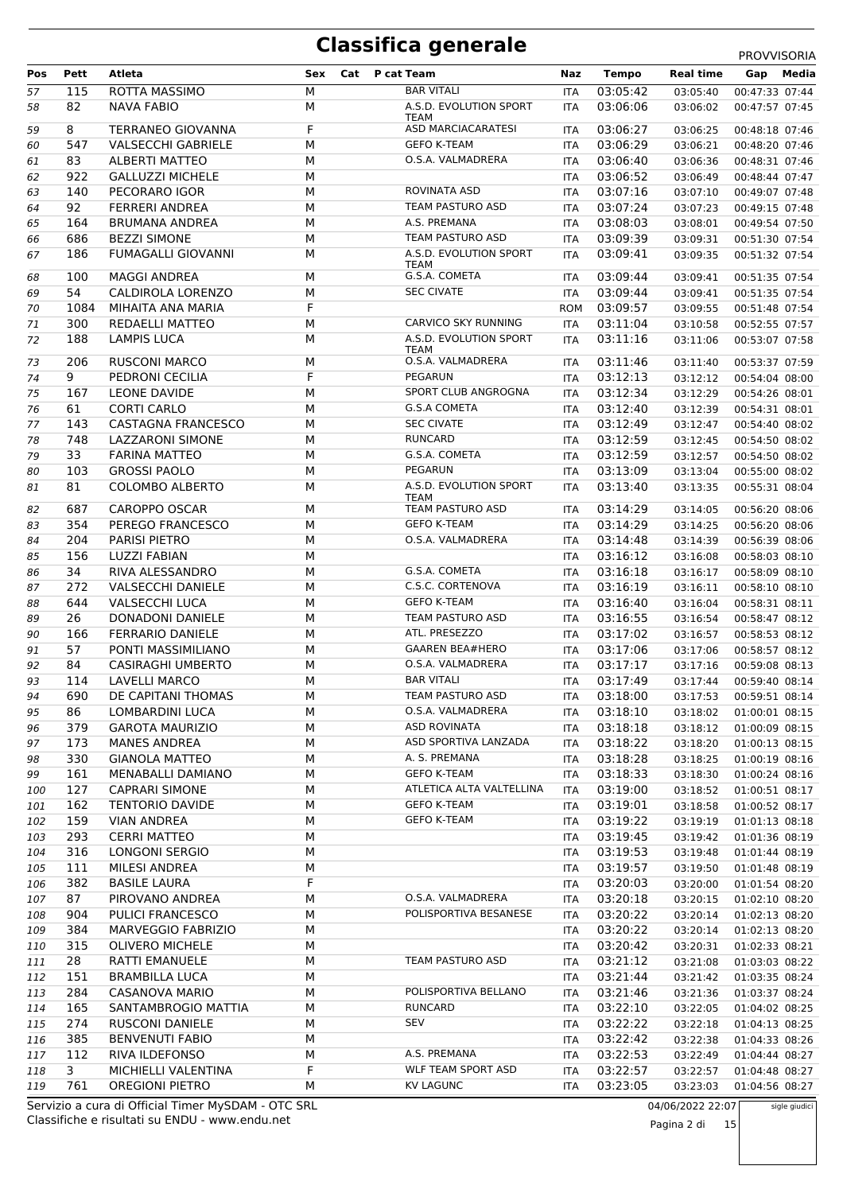# Classifica generale

PROVVISORIA

| Pos | Pett | Atleta | Sex | Cat | P cat | Team | Naz | Tempo | Real time | Gap | Media |
|---|---|---|---|---|---|---|---|---|---|---|---|
| 57 | 115 | ROTTA MASSIMO | M | | | BAR VITALI | ITA | 03:05:42 | 03:05:40 | 00:47:33 | 07:44 |
| 58 | 82 | NAVA FABIO | M | | | A.S.D. EVOLUTION SPORT TEAM | ITA | 03:06:06 | 03:06:02 | 00:47:57 | 07:45 |
| 59 | 8 | TERRANEO GIOVANNA | F | | | ASD MARCIACARATESI | ITA | 03:06:27 | 03:06:25 | 00:48:18 | 07:46 |
| 60 | 547 | VALSECCHI GABRIELE | M | | | GEFO K-TEAM | ITA | 03:06:29 | 03:06:21 | 00:48:20 | 07:46 |
| 61 | 83 | ALBERTI MATTEO | M | | | O.S.A. VALMADRERA | ITA | 03:06:40 | 03:06:36 | 00:48:31 | 07:46 |
| 62 | 922 | GALLUZZI MICHELE | M | | | | ITA | 03:06:52 | 03:06:49 | 00:48:44 | 07:47 |
| 63 | 140 | PECORARO IGOR | M | | | ROVINATA ASD | ITA | 03:07:16 | 03:07:10 | 00:49:07 | 07:48 |
| 64 | 92 | FERRERI ANDREA | M | | | TEAM PASTURO ASD | ITA | 03:07:24 | 03:07:23 | 00:49:15 | 07:48 |
| 65 | 164 | BRUMANA ANDREA | M | | | A.S. PREMANA | ITA | 03:08:03 | 03:08:01 | 00:49:54 | 07:50 |
| 66 | 686 | BEZZI SIMONE | M | | | TEAM PASTURO ASD | ITA | 03:09:39 | 03:09:31 | 00:51:30 | 07:54 |
| 67 | 186 | FUMAGALLI GIOVANNI | M | | | A.S.D. EVOLUTION SPORT TEAM | ITA | 03:09:41 | 03:09:35 | 00:51:32 | 07:54 |
| 68 | 100 | MAGGI ANDREA | M | | | G.S.A. COMETA | ITA | 03:09:44 | 03:09:41 | 00:51:35 | 07:54 |
| 69 | 54 | CALDIROLA LORENZO | M | | | SEC CIVATE | ITA | 03:09:44 | 03:09:41 | 00:51:35 | 07:54 |
| 70 | 1084 | MIHAITA ANA MARIA | F | | | | ROM | 03:09:57 | 03:09:55 | 00:51:48 | 07:54 |
| 71 | 300 | REDAELLI MATTEO | M | | | CARVICO SKY RUNNING | ITA | 03:11:04 | 03:10:58 | 00:52:55 | 07:57 |
| 72 | 188 | LAMPIS LUCA | M | | | A.S.D. EVOLUTION SPORT TEAM | ITA | 03:11:16 | 03:11:06 | 00:53:07 | 07:58 |
| 73 | 206 | RUSCONI MARCO | M | | | O.S.A. VALMADRERA | ITA | 03:11:46 | 03:11:40 | 00:53:37 | 07:59 |
| 74 | 9 | PEDRONI CECILIA | F | | | PEGARUN | ITA | 03:12:13 | 03:12:12 | 00:54:04 | 08:00 |
| 75 | 167 | LEONE DAVIDE | M | | | SPORT CLUB ANGROGNA | ITA | 03:12:34 | 03:12:29 | 00:54:26 | 08:01 |
| 76 | 61 | CORTI CARLO | M | | | G.S.A COMETA | ITA | 03:12:40 | 03:12:39 | 00:54:31 | 08:01 |
| 77 | 143 | CASTAGNA FRANCESCO | M | | | SEC CIVATE | ITA | 03:12:49 | 03:12:47 | 00:54:40 | 08:02 |
| 78 | 748 | LAZZARONI SIMONE | M | | | RUNCARD | ITA | 03:12:59 | 03:12:45 | 00:54:50 | 08:02 |
| 79 | 33 | FARINA MATTEO | M | | | G.S.A. COMETA | ITA | 03:12:59 | 03:12:57 | 00:54:50 | 08:02 |
| 80 | 103 | GROSSI PAOLO | M | | | PEGARUN | ITA | 03:13:09 | 03:13:04 | 00:55:00 | 08:02 |
| 81 | 81 | COLOMBO ALBERTO | M | | | A.S.D. EVOLUTION SPORT TEAM | ITA | 03:13:40 | 03:13:35 | 00:55:31 | 08:04 |
| 82 | 687 | CAROPPO OSCAR | M | | | TEAM PASTURO ASD | ITA | 03:14:29 | 03:14:05 | 00:56:20 | 08:06 |
| 83 | 354 | PEREGO FRANCESCO | M | | | GEFO K-TEAM | ITA | 03:14:29 | 03:14:25 | 00:56:20 | 08:06 |
| 84 | 204 | PARISI PIETRO | M | | | O.S.A. VALMADRERA | ITA | 03:14:48 | 03:14:39 | 00:56:39 | 08:06 |
| 85 | 156 | LUZZI FABIAN | M | | | | ITA | 03:16:12 | 03:16:08 | 00:58:03 | 08:10 |
| 86 | 34 | RIVA ALESSANDRO | M | | | G.S.A. COMETA | ITA | 03:16:18 | 03:16:17 | 00:58:09 | 08:10 |
| 87 | 272 | VALSECCHI DANIELE | M | | | C.S.C. CORTENOVA | ITA | 03:16:19 | 03:16:11 | 00:58:10 | 08:10 |
| 88 | 644 | VALSECCHI LUCA | M | | | GEFO K-TEAM | ITA | 03:16:40 | 03:16:04 | 00:58:31 | 08:11 |
| 89 | 26 | DONADONI DANIELE | M | | | TEAM PASTURO ASD | ITA | 03:16:55 | 03:16:54 | 00:58:47 | 08:12 |
| 90 | 166 | FERRARIO DANIELE | M | | | ATL. PRESEZZO | ITA | 03:17:02 | 03:16:57 | 00:58:53 | 08:12 |
| 91 | 57 | PONTI MASSIMILIANO | M | | | GAAREN BEA#HERO | ITA | 03:17:06 | 03:17:06 | 00:58:57 | 08:12 |
| 92 | 84 | CASIRAGHI UMBERTO | M | | | O.S.A. VALMADRERA | ITA | 03:17:17 | 03:17:16 | 00:59:08 | 08:13 |
| 93 | 114 | LAVELLI MARCO | M | | | BAR VITALI | ITA | 03:17:49 | 03:17:44 | 00:59:40 | 08:14 |
| 94 | 690 | DE CAPITANI THOMAS | M | | | TEAM PASTURO ASD | ITA | 03:18:00 | 03:17:53 | 00:59:51 | 08:14 |
| 95 | 86 | LOMBARDINI LUCA | M | | | O.S.A. VALMADRERA | ITA | 03:18:10 | 03:18:02 | 01:00:01 | 08:15 |
| 96 | 379 | GAROTA MAURIZIO | M | | | ASD ROVINATA | ITA | 03:18:18 | 03:18:12 | 01:00:09 | 08:15 |
| 97 | 173 | MANES ANDREA | M | | | ASD SPORTIVA LANZADA | ITA | 03:18:22 | 03:18:20 | 01:00:13 | 08:15 |
| 98 | 330 | GIANOLA MATTEO | M | | | A. S. PREMANA | ITA | 03:18:28 | 03:18:25 | 01:00:19 | 08:16 |
| 99 | 161 | MENABALLI DAMIANO | M | | | GEFO K-TEAM | ITA | 03:18:33 | 03:18:30 | 01:00:24 | 08:16 |
| 100 | 127 | CAPRARI SIMONE | M | | | ATLETICA ALTA VALTELLINA | ITA | 03:19:00 | 03:18:52 | 01:00:51 | 08:17 |
| 101 | 162 | TENTORIO DAVIDE | M | | | GEFO K-TEAM | ITA | 03:19:01 | 03:18:58 | 01:00:52 | 08:17 |
| 102 | 159 | VIAN ANDREA | M | | | GEFO K-TEAM | ITA | 03:19:22 | 03:19:19 | 01:01:13 | 08:18 |
| 103 | 293 | CERRI MATTEO | M | | | | ITA | 03:19:45 | 03:19:42 | 01:01:36 | 08:19 |
| 104 | 316 | LONGONI SERGIO | M | | | | ITA | 03:19:53 | 03:19:48 | 01:01:44 | 08:19 |
| 105 | 111 | MILESI ANDREA | M | | | | ITA | 03:19:57 | 03:19:50 | 01:01:48 | 08:19 |
| 106 | 382 | BASILE LAURA | F | | | | ITA | 03:20:03 | 03:20:00 | 01:01:54 | 08:20 |
| 107 | 87 | PIROVANO ANDREA | M | | | O.S.A. VALMADRERA | ITA | 03:20:18 | 03:20:15 | 01:02:10 | 08:20 |
| 108 | 904 | PULICI FRANCESCO | M | | | POLISPORTIVA BESANESE | ITA | 03:20:22 | 03:20:14 | 01:02:13 | 08:20 |
| 109 | 384 | MARVEGGIO FABRIZIO | M | | | | ITA | 03:20:22 | 03:20:14 | 01:02:13 | 08:20 |
| 110 | 315 | OLIVERO MICHELE | M | | | | ITA | 03:20:42 | 03:20:31 | 01:02:33 | 08:21 |
| 111 | 28 | RATTI EMANUELE | M | | | TEAM PASTURO ASD | ITA | 03:21:12 | 03:21:08 | 01:03:03 | 08:22 |
| 112 | 151 | BRAMBILLA LUCA | M | | | | ITA | 03:21:44 | 03:21:42 | 01:03:35 | 08:24 |
| 113 | 284 | CASANOVA MARIO | M | | | POLISPORTIVA BELLANO | ITA | 03:21:46 | 03:21:36 | 01:03:37 | 08:24 |
| 114 | 165 | SANTAMBROGIO MATTIA | M | | | RUNCARD | ITA | 03:22:10 | 03:22:05 | 01:04:02 | 08:25 |
| 115 | 274 | RUSCONI DANIELE | M | | | SEV | ITA | 03:22:22 | 03:22:18 | 01:04:13 | 08:25 |
| 116 | 385 | BENVENUTI FABIO | M | | | | ITA | 03:22:42 | 03:22:38 | 01:04:33 | 08:26 |
| 117 | 112 | RIVA ILDEFONSO | M | | | A.S. PREMANA | ITA | 03:22:53 | 03:22:49 | 01:04:44 | 08:27 |
| 118 | 3 | MICHIELLI VALENTINA | F | | | WLF TEAM SPORT ASD | ITA | 03:22:57 | 03:22:57 | 01:04:48 | 08:27 |
| 119 | 761 | OREGIONI PIETRO | M | | | KV LAGUNC | ITA | 03:23:05 | 03:23:03 | 01:04:56 | 08:27 |

Servizio a cura di Official Timer MySDAM - OTC SRL
Classifiche e risultati su ENDU - www.endu.net

04/06/2022 22:07

sigle giudici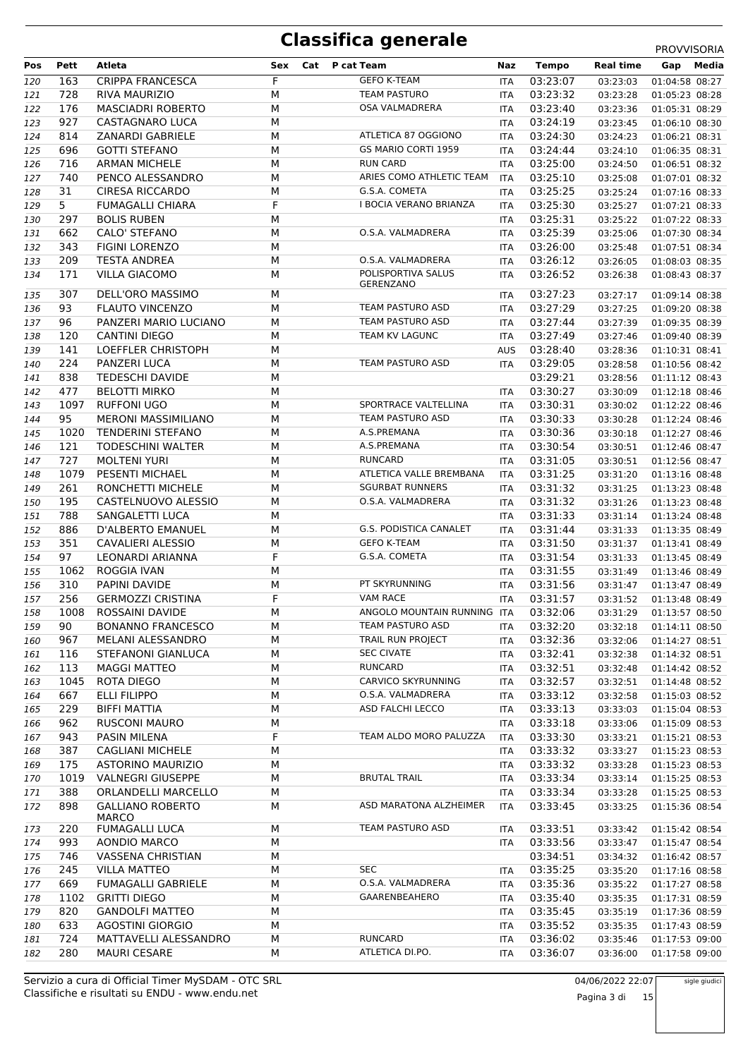# Classifica generale

PROVVISORIA

| Pos | Pett | Atleta | Sex | Cat | P cat | Team | Naz | Tempo | Real time | Gap | Media |
|---|---|---|---|---|---|---|---|---|---|---|---|
| 120 | 163 | CRIPPA FRANCESCA | F | | | GEFO K-TEAM | ITA | 03:23:07 | 03:23:03 | 01:04:58 | 08:27 |
| 121 | 728 | RIVA MAURIZIO | M | | | TEAM PASTURO | ITA | 03:23:32 | 03:23:28 | 01:05:23 | 08:28 |
| 122 | 176 | MASCIADRI ROBERTO | M | | | OSA VALMADRERA | ITA | 03:23:40 | 03:23:36 | 01:05:31 | 08:29 |
| 123 | 927 | CASTAGNARO LUCA | M | | | | ITA | 03:24:19 | 03:23:45 | 01:06:10 | 08:30 |
| 124 | 814 | ZANARDI GABRIELE | M | | | ATLETICA 87 OGGIONO | ITA | 03:24:30 | 03:24:23 | 01:06:21 | 08:31 |
| 125 | 696 | GOTTI STEFANO | M | | | GS MARIO CORTI 1959 | ITA | 03:24:44 | 03:24:10 | 01:06:35 | 08:31 |
| 126 | 716 | ARMAN MICHELE | M | | | RUN CARD | ITA | 03:25:00 | 03:24:50 | 01:06:51 | 08:32 |
| 127 | 740 | PENCO ALESSANDRO | M | | | ARIES COMO ATHLETIC TEAM | ITA | 03:25:10 | 03:25:08 | 01:07:01 | 08:32 |
| 128 | 31 | CIRESA RICCARDO | M | | | G.S.A. COMETA | ITA | 03:25:25 | 03:25:24 | 01:07:16 | 08:33 |
| 129 | 5 | FUMAGALLI CHIARA | F | | | I BOCIA VERANO BRIANZA | ITA | 03:25:30 | 03:25:27 | 01:07:21 | 08:33 |
| 130 | 297 | BOLIS RUBEN | M | | | | ITA | 03:25:31 | 03:25:22 | 01:07:22 | 08:33 |
| 131 | 662 | CALO' STEFANO | M | | | O.S.A. VALMADRERA | ITA | 03:25:39 | 03:25:06 | 01:07:30 | 08:34 |
| 132 | 343 | FIGINI LORENZO | M | | | | ITA | 03:26:00 | 03:25:48 | 01:07:51 | 08:34 |
| 133 | 209 | TESTA ANDREA | M | | | O.S.A. VALMADRERA | ITA | 03:26:12 | 03:26:05 | 01:08:03 | 08:35 |
| 134 | 171 | VILLA GIACOMO | M | | | POLISPORTIVA SALUS GERENZANO | ITA | 03:26:52 | 03:26:38 | 01:08:43 | 08:37 |
| 135 | 307 | DELL'ORO MASSIMO | M | | | | ITA | 03:27:23 | 03:27:17 | 01:09:14 | 08:38 |
| 136 | 93 | FLAUTO VINCENZO | M | | | TEAM PASTURO ASD | ITA | 03:27:29 | 03:27:25 | 01:09:20 | 08:38 |
| 137 | 96 | PANZERI MARIO LUCIANO | M | | | TEAM PASTURO ASD | ITA | 03:27:44 | 03:27:39 | 01:09:35 | 08:39 |
| 138 | 120 | CANTINI DIEGO | M | | | TEAM KV LAGUNC | ITA | 03:27:49 | 03:27:46 | 01:09:40 | 08:39 |
| 139 | 141 | LOEFFLER CHRISTOPH | M | | | | AUS | 03:28:40 | 03:28:36 | 01:10:31 | 08:41 |
| 140 | 224 | PANZERI LUCA | M | | | TEAM PASTURO ASD | ITA | 03:29:05 | 03:28:58 | 01:10:56 | 08:42 |
| 141 | 838 | TEDESCHI DAVIDE | M | | | | | 03:29:21 | 03:28:56 | 01:11:12 | 08:43 |
| 142 | 477 | BELOTTI MIRKO | M | | | | ITA | 03:30:27 | 03:30:09 | 01:12:18 | 08:46 |
| 143 | 1097 | RUFFONI UGO | M | | | SPORTRACE VALTELLINA | ITA | 03:30:31 | 03:30:02 | 01:12:22 | 08:46 |
| 144 | 95 | MERONI MASSIMILIANO | M | | | TEAM PASTURO ASD | ITA | 03:30:33 | 03:30:28 | 01:12:24 | 08:46 |
| 145 | 1020 | TENDERINI STEFANO | M | | | A.S.PREMANA | ITA | 03:30:36 | 03:30:18 | 01:12:27 | 08:46 |
| 146 | 121 | TODESCHINI WALTER | M | | | A.S.PREMANA | ITA | 03:30:54 | 03:30:51 | 01:12:46 | 08:47 |
| 147 | 727 | MOLTENI YURI | M | | | RUNCARD | ITA | 03:31:05 | 03:30:51 | 01:12:56 | 08:47 |
| 148 | 1079 | PESENTI MICHAEL | M | | | ATLETICA VALLE BREMBANA | ITA | 03:31:25 | 03:31:20 | 01:13:16 | 08:48 |
| 149 | 261 | RONCHETTI MICHELE | M | | | SGURBAT RUNNERS | ITA | 03:31:32 | 03:31:25 | 01:13:23 | 08:48 |
| 150 | 195 | CASTELNUOVO ALESSIO | M | | | O.S.A. VALMADRERA | ITA | 03:31:32 | 03:31:26 | 01:13:23 | 08:48 |
| 151 | 788 | SANGALETTI LUCA | M | | | | ITA | 03:31:33 | 03:31:14 | 01:13:24 | 08:48 |
| 152 | 886 | D'ALBERTO EMANUEL | M | | | G.S. PODISTICA CANALET | ITA | 03:31:44 | 03:31:33 | 01:13:35 | 08:49 |
| 153 | 351 | CAVALIERI ALESSIO | M | | | GEFO K-TEAM | ITA | 03:31:50 | 03:31:37 | 01:13:41 | 08:49 |
| 154 | 97 | LEONARDI ARIANNA | F | | | G.S.A. COMETA | ITA | 03:31:54 | 03:31:33 | 01:13:45 | 08:49 |
| 155 | 1062 | ROGGIA IVAN | M | | | | ITA | 03:31:55 | 03:31:49 | 01:13:46 | 08:49 |
| 156 | 310 | PAPINI DAVIDE | M | | | PT SKYRUNNING | ITA | 03:31:56 | 03:31:47 | 01:13:47 | 08:49 |
| 157 | 256 | GERMOZZI CRISTINA | F | | | VAM RACE | ITA | 03:31:57 | 03:31:52 | 01:13:48 | 08:49 |
| 158 | 1008 | ROSSAINI DAVIDE | M | | | ANGOLO MOUNTAIN RUNNING | ITA | 03:32:06 | 03:31:29 | 01:13:57 | 08:50 |
| 159 | 90 | BONANNO FRANCESCO | M | | | TEAM PASTURO ASD | ITA | 03:32:20 | 03:32:18 | 01:14:11 | 08:50 |
| 160 | 967 | MELANI ALESSANDRO | M | | | TRAIL RUN PROJECT | ITA | 03:32:36 | 03:32:06 | 01:14:27 | 08:51 |
| 161 | 116 | STEFANONI GIANLUCA | M | | | SEC CIVATE | ITA | 03:32:41 | 03:32:38 | 01:14:32 | 08:51 |
| 162 | 113 | MAGGI MATTEO | M | | | RUNCARD | ITA | 03:32:51 | 03:32:48 | 01:14:42 | 08:52 |
| 163 | 1045 | ROTA DIEGO | M | | | CARVICO SKYRUNNING | ITA | 03:32:57 | 03:32:51 | 01:14:48 | 08:52 |
| 164 | 667 | ELLI FILIPPO | M | | | O.S.A. VALMADRERA | ITA | 03:33:12 | 03:32:58 | 01:15:03 | 08:52 |
| 165 | 229 | BIFFI MATTIA | M | | | ASD FALCHI LECCO | ITA | 03:33:13 | 03:33:03 | 01:15:04 | 08:53 |
| 166 | 962 | RUSCONI MAURO | M | | | | ITA | 03:33:18 | 03:33:06 | 01:15:09 | 08:53 |
| 167 | 943 | PASIN MILENA | F | | | TEAM ALDO MORO PALUZZA | ITA | 03:33:30 | 03:33:21 | 01:15:21 | 08:53 |
| 168 | 387 | CAGLIANI MICHELE | M | | | | ITA | 03:33:32 | 03:33:27 | 01:15:23 | 08:53 |
| 169 | 175 | ASTORINO MAURIZIO | M | | | | ITA | 03:33:32 | 03:33:28 | 01:15:23 | 08:53 |
| 170 | 1019 | VALNEGRI GIUSEPPE | M | | | BRUTAL TRAIL | ITA | 03:33:34 | 03:33:14 | 01:15:25 | 08:53 |
| 171 | 388 | ORLANDELLI MARCELLO | M | | | | ITA | 03:33:34 | 03:33:28 | 01:15:25 | 08:53 |
| 172 | 898 | GALLIANO ROBERTO MARCO | M | | | ASD MARATONA ALZHEIMER | ITA | 03:33:45 | 03:33:25 | 01:15:36 | 08:54 |
| 173 | 220 | FUMAGALLI LUCA | M | | | TEAM PASTURO ASD | ITA | 03:33:51 | 03:33:42 | 01:15:42 | 08:54 |
| 174 | 993 | AONDIO MARCO | M | | | | ITA | 03:33:56 | 03:33:47 | 01:15:47 | 08:54 |
| 175 | 746 | VASSENA CHRISTIAN | M | | | | | 03:34:51 | 03:34:32 | 01:16:42 | 08:57 |
| 176 | 245 | VILLA MATTEO | M | | | SEC | ITA | 03:35:25 | 03:35:20 | 01:17:16 | 08:58 |
| 177 | 669 | FUMAGALLI GABRIELE | M | | | O.S.A. VALMADRERA | ITA | 03:35:36 | 03:35:22 | 01:17:27 | 08:58 |
| 178 | 1102 | GRITTI DIEGO | M | | | GAARENBEAHERO | ITA | 03:35:40 | 03:35:35 | 01:17:31 | 08:59 |
| 179 | 820 | GANDOLFI MATTEO | M | | | | ITA | 03:35:45 | 03:35:19 | 01:17:36 | 08:59 |
| 180 | 633 | AGOSTINI GIORGIO | M | | | | ITA | 03:35:52 | 03:35:35 | 01:17:43 | 08:59 |
| 181 | 724 | MATTAVELLI ALESSANDRO | M | | | RUNCARD | ITA | 03:36:02 | 03:35:46 | 01:17:53 | 09:00 |
| 182 | 280 | MAURI CESARE | M | | | ATLETICA DI.PO. | ITA | 03:36:07 | 03:36:00 | 01:17:58 | 09:00 |

Servizio a cura di Official Timer MySDAM - OTC SRL
Classifiche e risultati su ENDU - www.endu.net

04/06/2022 22:07

sigle giudici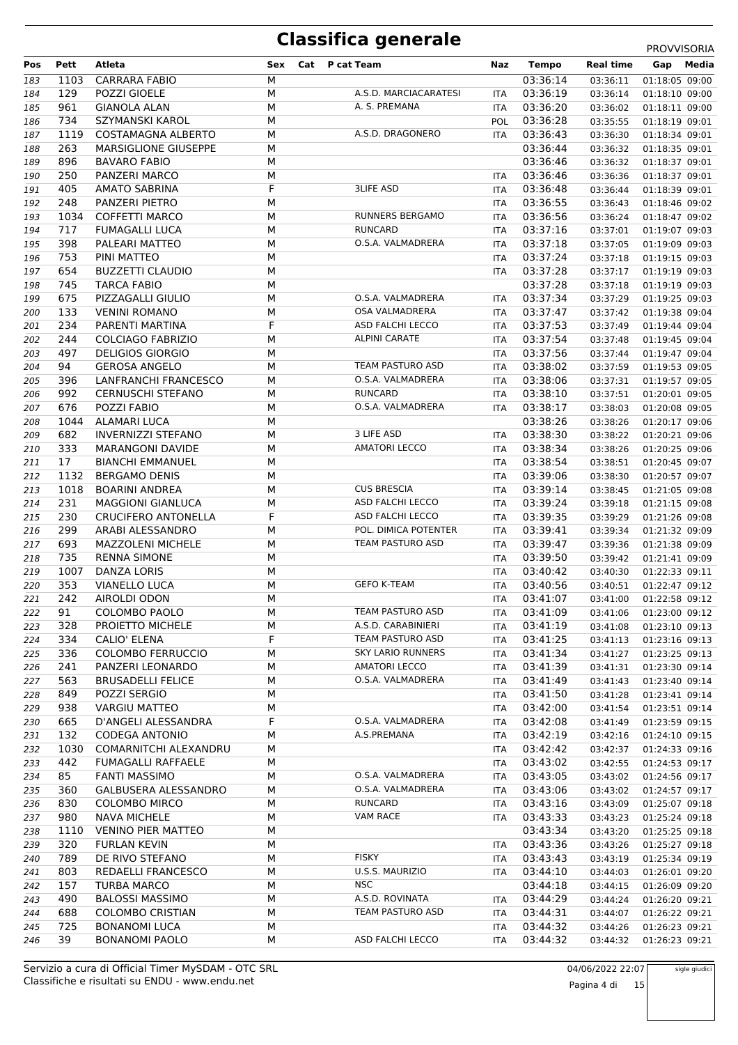# Classifica generale

PROVVISORIA

| Pos | Pett | Atleta | Sex | Cat | P cat | Team | Naz | Tempo | Real time | Gap | Media |
|---|---|---|---|---|---|---|---|---|---|---|---|
| 183 | 1103 | CARRARA FABIO | M | | | | | 03:36:14 | 03:36:11 | 01:18:05 | 09:00 |
| 184 | 129 | POZZI GIOELE | M | | | A.S.D. MARCIACARATESI | ITA | 03:36:19 | 03:36:14 | 01:18:10 | 09:00 |
| 185 | 961 | GIANOLA ALAN | M | | | A. S. PREMANA | ITA | 03:36:20 | 03:36:02 | 01:18:11 | 09:00 |
| 186 | 734 | SZYMANSKI KAROL | M | | | | POL | 03:36:28 | 03:35:55 | 01:18:19 | 09:01 |
| 187 | 1119 | COSTAMAGNA ALBERTO | M | | | A.S.D. DRAGONERO | ITA | 03:36:43 | 03:36:30 | 01:18:34 | 09:01 |
| 188 | 263 | MARSIGLIONE GIUSEPPE | M | | | | | 03:36:44 | 03:36:32 | 01:18:35 | 09:01 |
| 189 | 896 | BAVARO FABIO | M | | | | | 03:36:46 | 03:36:32 | 01:18:37 | 09:01 |
| 190 | 250 | PANZERI MARCO | M | | | | ITA | 03:36:46 | 03:36:36 | 01:18:37 | 09:01 |
| 191 | 405 | AMATO SABRINA | F | | | 3LIFE ASD | ITA | 03:36:48 | 03:36:44 | 01:18:39 | 09:01 |
| 192 | 248 | PANZERI PIETRO | M | | | | ITA | 03:36:55 | 03:36:43 | 01:18:46 | 09:02 |
| 193 | 1034 | COFFETTI MARCO | M | | | RUNNERS BERGAMO | ITA | 03:36:56 | 03:36:24 | 01:18:47 | 09:02 |
| 194 | 717 | FUMAGALLI LUCA | M | | | RUNCARD | ITA | 03:37:16 | 03:37:01 | 01:19:07 | 09:03 |
| 195 | 398 | PALEARI MATTEO | M | | | O.S.A. VALMADRERA | ITA | 03:37:18 | 03:37:05 | 01:19:09 | 09:03 |
| 196 | 753 | PINI MATTEO | M | | | | ITA | 03:37:24 | 03:37:18 | 01:19:15 | 09:03 |
| 197 | 654 | BUZZETTI CLAUDIO | M | | | | ITA | 03:37:28 | 03:37:17 | 01:19:19 | 09:03 |
| 198 | 745 | TARCA FABIO | M | | | | | 03:37:28 | 03:37:18 | 01:19:19 | 09:03 |
| 199 | 675 | PIZZAGALLI GIULIO | M | | | O.S.A. VALMADRERA | ITA | 03:37:34 | 03:37:29 | 01:19:25 | 09:03 |
| 200 | 133 | VENINI ROMANO | M | | | OSA VALMADRERA | ITA | 03:37:47 | 03:37:42 | 01:19:38 | 09:04 |
| 201 | 234 | PARENTI MARTINA | F | | | ASD FALCHI LECCO | ITA | 03:37:53 | 03:37:49 | 01:19:44 | 09:04 |
| 202 | 244 | COLCIAGO FABRIZIO | M | | | ALPINI CARATE | ITA | 03:37:54 | 03:37:48 | 01:19:45 | 09:04 |
| 203 | 497 | DELIGIOS GIORGIO | M | | | | ITA | 03:37:56 | 03:37:44 | 01:19:47 | 09:04 |
| 204 | 94 | GEROSA ANGELO | M | | | TEAM PASTURO ASD | ITA | 03:38:02 | 03:37:59 | 01:19:53 | 09:05 |
| 205 | 396 | LANFRANCHI FRANCESCO | M | | | O.S.A. VALMADRERA | ITA | 03:38:06 | 03:37:31 | 01:19:57 | 09:05 |
| 206 | 992 | CERNUSCHI STEFANO | M | | | RUNCARD | ITA | 03:38:10 | 03:37:51 | 01:20:01 | 09:05 |
| 207 | 676 | POZZI FABIO | M | | | O.S.A. VALMADRERA | ITA | 03:38:17 | 03:38:03 | 01:20:08 | 09:05 |
| 208 | 1044 | ALAMARI LUCA | M | | | | | 03:38:26 | 03:38:26 | 01:20:17 | 09:06 |
| 209 | 682 | INVERNIZZI STEFANO | M | | | 3 LIFE ASD | ITA | 03:38:30 | 03:38:22 | 01:20:21 | 09:06 |
| 210 | 333 | MARANGONI DAVIDE | M | | | AMATORI LECCO | ITA | 03:38:34 | 03:38:26 | 01:20:25 | 09:06 |
| 211 | 17 | BIANCHI EMMANUEL | M | | | | ITA | 03:38:54 | 03:38:51 | 01:20:45 | 09:07 |
| 212 | 1132 | BERGAMO DENIS | M | | | | ITA | 03:39:06 | 03:38:30 | 01:20:57 | 09:07 |
| 213 | 1018 | BOARINI ANDREA | M | | | CUS BRESCIA | ITA | 03:39:14 | 03:38:45 | 01:21:05 | 09:08 |
| 214 | 231 | MAGGIONI GIANLUCA | M | | | ASD FALCHI LECCO | ITA | 03:39:24 | 03:39:18 | 01:21:15 | 09:08 |
| 215 | 230 | CRUCIFERO ANTONELLA | F | | | ASD FALCHI LECCO | ITA | 03:39:35 | 03:39:29 | 01:21:26 | 09:08 |
| 216 | 299 | ARABI ALESSANDRO | M | | | POL. DIMICA POTENTER | ITA | 03:39:41 | 03:39:34 | 01:21:32 | 09:09 |
| 217 | 693 | MAZZOLENI MICHELE | M | | | TEAM PASTURO ASD | ITA | 03:39:47 | 03:39:36 | 01:21:38 | 09:09 |
| 218 | 735 | RENNA SIMONE | M | | | | ITA | 03:39:50 | 03:39:42 | 01:21:41 | 09:09 |
| 219 | 1007 | DANZA LORIS | M | | | | ITA | 03:40:42 | 03:40:30 | 01:22:33 | 09:11 |
| 220 | 353 | VIANELLO LUCA | M | | | GEFO K-TEAM | ITA | 03:40:56 | 03:40:51 | 01:22:47 | 09:12 |
| 221 | 242 | AIROLDI ODON | M | | | | ITA | 03:41:07 | 03:41:00 | 01:22:58 | 09:12 |
| 222 | 91 | COLOMBO PAOLO | M | | | TEAM PASTURO ASD | ITA | 03:41:09 | 03:41:06 | 01:23:00 | 09:12 |
| 223 | 328 | PROIETTO MICHELE | M | | | A.S.D. CARABINIERI | ITA | 03:41:19 | 03:41:08 | 01:23:10 | 09:13 |
| 224 | 334 | CALIO' ELENA | F | | | TEAM PASTURO ASD | ITA | 03:41:25 | 03:41:13 | 01:23:16 | 09:13 |
| 225 | 336 | COLOMBO FERRUCCIO | M | | | SKY LARIO RUNNERS | ITA | 03:41:34 | 03:41:27 | 01:23:25 | 09:13 |
| 226 | 241 | PANZERI LEONARDO | M | | | AMATORI LECCO | ITA | 03:41:39 | 03:41:31 | 01:23:30 | 09:14 |
| 227 | 563 | BRUSADELLI FELICE | M | | | O.S.A. VALMADRERA | ITA | 03:41:49 | 03:41:43 | 01:23:40 | 09:14 |
| 228 | 849 | POZZI SERGIO | M | | | | ITA | 03:41:50 | 03:41:28 | 01:23:41 | 09:14 |
| 229 | 938 | VARGIU MATTEO | M | | | | ITA | 03:42:00 | 03:41:54 | 01:23:51 | 09:14 |
| 230 | 665 | D'ANGELI ALESSANDRA | F | | | O.S.A. VALMADRERA | ITA | 03:42:08 | 03:41:49 | 01:23:59 | 09:15 |
| 231 | 132 | CODEGA ANTONIO | M | | | A.S.PREMANA | ITA | 03:42:19 | 03:42:16 | 01:24:10 | 09:15 |
| 232 | 1030 | COMARNITCHI ALEXANDRU | M | | | | ITA | 03:42:42 | 03:42:37 | 01:24:33 | 09:16 |
| 233 | 442 | FUMAGALLI RAFFAELE | M | | | | ITA | 03:43:02 | 03:42:55 | 01:24:53 | 09:17 |
| 234 | 85 | FANTI MASSIMO | M | | | O.S.A. VALMADRERA | ITA | 03:43:05 | 03:43:02 | 01:24:56 | 09:17 |
| 235 | 360 | GALBUSERA ALESSANDRO | M | | | O.S.A. VALMADRERA | ITA | 03:43:06 | 03:43:02 | 01:24:57 | 09:17 |
| 236 | 830 | COLOMBO MIRCO | M | | | RUNCARD | ITA | 03:43:16 | 03:43:09 | 01:25:07 | 09:18 |
| 237 | 980 | NAVA MICHELE | M | | | VAM RACE | ITA | 03:43:33 | 03:43:23 | 01:25:24 | 09:18 |
| 238 | 1110 | VENINO PIER MATTEO | M | | | | | 03:43:34 | 03:43:20 | 01:25:25 | 09:18 |
| 239 | 320 | FURLAN KEVIN | M | | | | ITA | 03:43:36 | 03:43:26 | 01:25:27 | 09:18 |
| 240 | 789 | DE RIVO STEFANO | M | | | FISKY | ITA | 03:43:43 | 03:43:19 | 01:25:34 | 09:19 |
| 241 | 803 | REDAELLI FRANCESCO | M | | | U.S.S. MAURIZIO | ITA | 03:44:10 | 03:44:03 | 01:26:01 | 09:20 |
| 242 | 157 | TURBA MARCO | M | | | NSC | | 03:44:18 | 03:44:15 | 01:26:09 | 09:20 |
| 243 | 490 | BALOSSI MASSIMO | M | | | A.S.D. ROVINATA | ITA | 03:44:29 | 03:44:24 | 01:26:20 | 09:21 |
| 244 | 688 | COLOMBO CRISTIAN | M | | | TEAM PASTURO ASD | ITA | 03:44:31 | 03:44:07 | 01:26:22 | 09:21 |
| 245 | 725 | BONANOMI LUCA | M | | | | ITA | 03:44:32 | 03:44:26 | 01:26:23 | 09:21 |
| 246 | 39 | BONANOMI PAOLO | M | | | ASD FALCHI LECCO | ITA | 03:44:32 | 03:44:32 | 01:26:23 | 09:21 |

Servizio a cura di Official Timer MySDAM - OTC SRL
Classifiche e risultati su ENDU - www.endu.net

04/06/2022 22:07

sigle giudici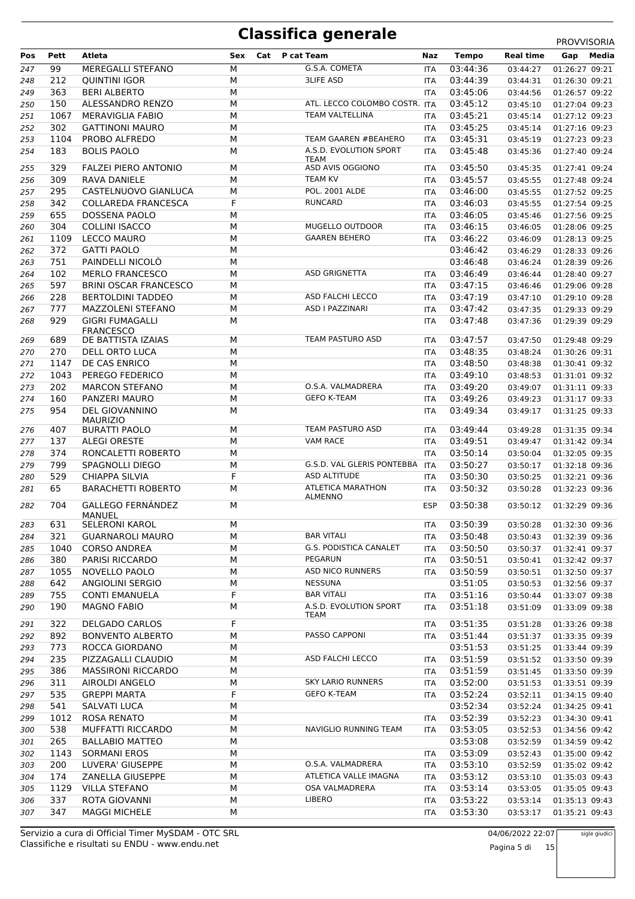# Classifica generale

PROVVISORIA

| Pos | Pett | Atleta | Sex | Cat | P cat | Team | Naz | Tempo | Real time | Gap | Media |
|---|---|---|---|---|---|---|---|---|---|---|---|
| 247 | 99 | MEREGALLI STEFANO | M | | | G.S.A. COMETA | ITA | 03:44:36 | 03:44:27 | 01:26:27 | 09:21 |
| 248 | 212 | QUINTINI IGOR | M | | | 3LIFE ASD | ITA | 03:44:39 | 03:44:31 | 01:26:30 | 09:21 |
| 249 | 363 | BERI ALBERTO | M | | | | ITA | 03:45:06 | 03:44:56 | 01:26:57 | 09:22 |
| 250 | 150 | ALESSANDRO RENZO | M | | | ATL. LECCO COLOMBO COSTR. | ITA | 03:45:12 | 03:45:10 | 01:27:04 | 09:23 |
| 251 | 1067 | MERAVIGLIA FABIO | M | | | TEAM VALTELLINA | ITA | 03:45:21 | 03:45:14 | 01:27:12 | 09:23 |
| 252 | 302 | GATTINONI MAURO | M | | | | ITA | 03:45:25 | 03:45:14 | 01:27:16 | 09:23 |
| 253 | 1104 | PROBO ALFREDO | M | | | TEAM GAAREN #BEAHERO | ITA | 03:45:31 | 03:45:19 | 01:27:23 | 09:23 |
| 254 | 183 | BOLIS PAOLO | M | | | A.S.D. EVOLUTION SPORT TEAM | ITA | 03:45:48 | 03:45:36 | 01:27:40 | 09:24 |
| 255 | 329 | FALZEI PIERO ANTONIO | M | | | ASD AVIS OGGIONO | ITA | 03:45:50 | 03:45:35 | 01:27:41 | 09:24 |
| 256 | 309 | RAVA DANIELE | M | | | TEAM KV | ITA | 03:45:57 | 03:45:55 | 01:27:48 | 09:24 |
| 257 | 295 | CASTELNUOVO GIANLUCA | M | | | POL. 2001 ALDE | ITA | 03:46:00 | 03:45:55 | 01:27:52 | 09:25 |
| 258 | 342 | COLLAREDA FRANCESCA | F | | | RUNCARD | ITA | 03:46:03 | 03:45:55 | 01:27:54 | 09:25 |
| 259 | 655 | DOSSENA PAOLO | M | | | | ITA | 03:46:05 | 03:45:46 | 01:27:56 | 09:25 |
| 260 | 304 | COLLINI ISACCO | M | | | MUGELLO OUTDOOR | ITA | 03:46:15 | 03:46:05 | 01:28:06 | 09:25 |
| 261 | 1109 | LECCO MAURO | M | | | GAAREN BEHERO | ITA | 03:46:22 | 03:46:09 | 01:28:13 | 09:25 |
| 262 | 372 | GATTI PAOLO | M | | | | | 03:46:42 | 03:46:29 | 01:28:33 | 09:26 |
| 263 | 751 | PAINDELLI NICOLÒ | M | | | | | 03:46:48 | 03:46:24 | 01:28:39 | 09:26 |
| 264 | 102 | MERLO FRANCESCO | M | | | ASD GRIGNETTA | ITA | 03:46:49 | 03:46:44 | 01:28:40 | 09:27 |
| 265 | 597 | BRINI OSCAR FRANCESCO | M | | | | ITA | 03:47:15 | 03:46:46 | 01:29:06 | 09:28 |
| 266 | 228 | BERTOLDINI TADDEO | M | | | ASD FALCHI LECCO | ITA | 03:47:19 | 03:47:10 | 01:29:10 | 09:28 |
| 267 | 777 | MAZZOLENI STEFANO | M | | | ASD I PAZZINARI | ITA | 03:47:42 | 03:47:35 | 01:29:33 | 09:29 |
| 268 | 929 | GIGRI FUMAGALLI FRANCESCO | M | | | | ITA | 03:47:48 | 03:47:36 | 01:29:39 | 09:29 |
| 269 | 689 | DE BATTISTA IZAIAS | M | | | TEAM PASTURO ASD | ITA | 03:47:57 | 03:47:50 | 01:29:48 | 09:29 |
| 270 | 270 | DELL ORTO LUCA | M | | | | ITA | 03:48:35 | 03:48:24 | 01:30:26 | 09:31 |
| 271 | 1147 | DE CAS ENRICO | M | | | | ITA | 03:48:50 | 03:48:38 | 01:30:41 | 09:32 |
| 272 | 1043 | PEREGO FEDERICO | M | | | | ITA | 03:49:10 | 03:48:53 | 01:31:01 | 09:32 |
| 273 | 202 | MARCON STEFANO | M | | | O.S.A. VALMADRERA | ITA | 03:49:20 | 03:49:07 | 01:31:11 | 09:33 |
| 274 | 160 | PANZERI MAURO | M | | | GEFO K-TEAM | ITA | 03:49:26 | 03:49:23 | 01:31:17 | 09:33 |
| 275 | 954 | DEL GIOVANNINO MAURIZIO | M | | | | ITA | 03:49:34 | 03:49:17 | 01:31:25 | 09:33 |
| 276 | 407 | BURATTI PAOLO | M | | | TEAM PASTURO ASD | ITA | 03:49:44 | 03:49:28 | 01:31:35 | 09:34 |
| 277 | 137 | ALEGI ORESTE | M | | | VAM RACE | ITA | 03:49:51 | 03:49:47 | 01:31:42 | 09:34 |
| 278 | 374 | RONCALETTI ROBERTO | M | | | | ITA | 03:50:14 | 03:50:04 | 01:32:05 | 09:35 |
| 279 | 799 | SPAGNOLLI DIEGO | M | | | G.S.D. VAL GLERIS PONTEBBA | ITA | 03:50:27 | 03:50:17 | 01:32:18 | 09:36 |
| 280 | 529 | CHIAPPA SILVIA | F | | | ASD ALTITUDE | ITA | 03:50:30 | 03:50:25 | 01:32:21 | 09:36 |
| 281 | 65 | BARACHETTI ROBERTO | M | | | ATLETICA MARATHON ALMENNO | ITA | 03:50:32 | 03:50:28 | 01:32:23 | 09:36 |
| 282 | 704 | GALLEGO FERNÁNDEZ MANUEL | M | | | | ESP | 03:50:38 | 03:50:12 | 01:32:29 | 09:36 |
| 283 | 631 | SELERONI KAROL | M | | | | ITA | 03:50:39 | 03:50:28 | 01:32:30 | 09:36 |
| 284 | 321 | GUARNAROLI MAURO | M | | | BAR VITALI | ITA | 03:50:48 | 03:50:43 | 01:32:39 | 09:36 |
| 285 | 1040 | CORSO ANDREA | M | | | G.S. PODISTICA CANALET | ITA | 03:50:50 | 03:50:37 | 01:32:41 | 09:37 |
| 286 | 380 | PARISI RICCARDO | M | | | PEGARUN | ITA | 03:50:51 | 03:50:41 | 01:32:42 | 09:37 |
| 287 | 1055 | NOVELLO PAOLO | M | | | ASD NICO RUNNERS | ITA | 03:50:59 | 03:50:51 | 01:32:50 | 09:37 |
| 288 | 642 | ANGIOLINI SERGIO | M | | | NESSUNA | | 03:51:05 | 03:50:53 | 01:32:56 | 09:37 |
| 289 | 755 | CONTI EMANUELA | F | | | BAR VITALI | ITA | 03:51:16 | 03:50:44 | 01:33:07 | 09:38 |
| 290 | 190 | MAGNO FABIO | M | | | A.S.D. EVOLUTION SPORT TEAM | ITA | 03:51:18 | 03:51:09 | 01:33:09 | 09:38 |
| 291 | 322 | DELGADO CARLOS | F | | | | ITA | 03:51:35 | 03:51:28 | 01:33:26 | 09:38 |
| 292 | 892 | BONVENTO ALBERTO | M | | | PASSO CAPPONI | ITA | 03:51:44 | 03:51:37 | 01:33:35 | 09:39 |
| 293 | 773 | ROCCA GIORDANO | M | | | | | 03:51:53 | 03:51:25 | 01:33:44 | 09:39 |
| 294 | 235 | PIZZAGALLI CLAUDIO | M | | | ASD FALCHI LECCO | ITA | 03:51:59 | 03:51:52 | 01:33:50 | 09:39 |
| 295 | 386 | MASSIRONI RICCARDO | M | | | | ITA | 03:51:59 | 03:51:45 | 01:33:50 | 09:39 |
| 296 | 311 | AIROLDI ANGELO | M | | | SKY LARIO RUNNERS | ITA | 03:52:00 | 03:51:53 | 01:33:51 | 09:39 |
| 297 | 535 | GREPPI MARTA | F | | | GEFO K-TEAM | ITA | 03:52:24 | 03:52:11 | 01:34:15 | 09:40 |
| 298 | 541 | SALVATI LUCA | M | | | | | 03:52:34 | 03:52:24 | 01:34:25 | 09:41 |
| 299 | 1012 | ROSA RENATO | M | | | | ITA | 03:52:39 | 03:52:23 | 01:34:30 | 09:41 |
| 300 | 538 | MUFFATTI RICCARDO | M | | | NAVIGLIO RUNNING TEAM | ITA | 03:53:05 | 03:52:53 | 01:34:56 | 09:42 |
| 301 | 265 | BALLABIO MATTEO | M | | | | | 03:53:08 | 03:52:59 | 01:34:59 | 09:42 |
| 302 | 1143 | SORMANI EROS | M | | | | ITA | 03:53:09 | 03:52:43 | 01:35:00 | 09:42 |
| 303 | 200 | LUVERA' GIUSEPPE | M | | | O.S.A. VALMADRERA | ITA | 03:53:10 | 03:52:59 | 01:35:02 | 09:42 |
| 304 | 174 | ZANELLA GIUSEPPE | M | | | ATLETICA VALLE IMAGNA | ITA | 03:53:12 | 03:53:10 | 01:35:03 | 09:43 |
| 305 | 1129 | VILLA STEFANO | M | | | OSA VALMADRERA | ITA | 03:53:14 | 03:53:05 | 01:35:05 | 09:43 |
| 306 | 337 | ROTA GIOVANNI | M | | | LIBERO | ITA | 03:53:22 | 03:53:14 | 01:35:13 | 09:43 |
| 307 | 347 | MAGGI MICHELE | M | | | | ITA | 03:53:30 | 03:53:17 | 01:35:21 | 09:43 |

Servizio a cura di Official Timer MySDAM - OTC SRL
Classifiche e risultati su ENDU - www.endu.net

04/06/2022 22:07

sigle giudici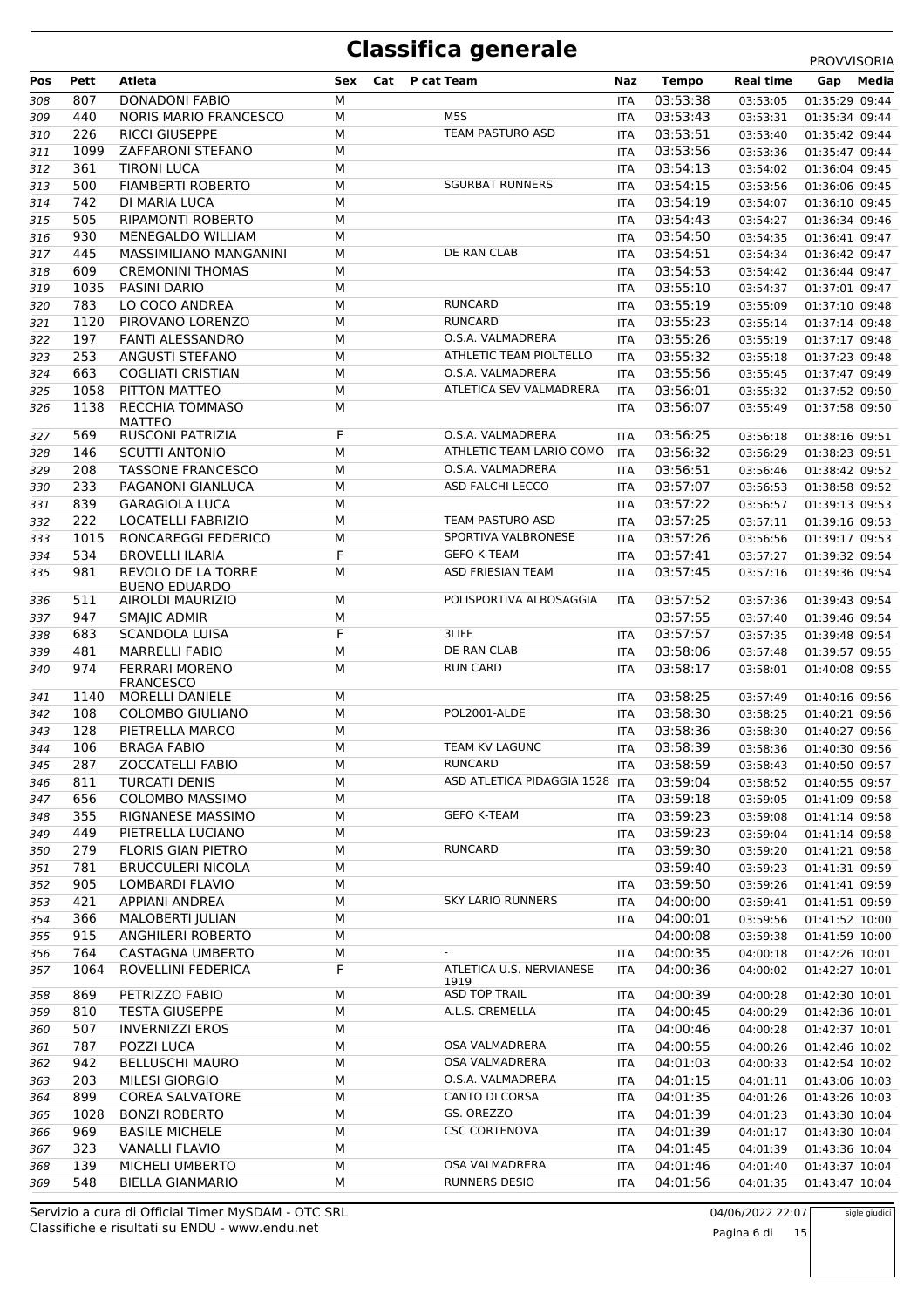# Classifica generale

PROVVISORIA

| Pos | Pett | Atleta | Sex | Cat | P cat | Team | Naz | Tempo | Real time | Gap | Media |
|---|---|---|---|---|---|---|---|---|---|---|---|
| 308 | 807 | DONADONI FABIO | M | | | | ITA | 03:53:38 | 03:53:05 | 01:35:29 | 09:44 |
| 309 | 440 | NORIS MARIO FRANCESCO | M | | | M5S | ITA | 03:53:43 | 03:53:31 | 01:35:34 | 09:44 |
| 310 | 226 | RICCI GIUSEPPE | M | | | TEAM PASTURO ASD | ITA | 03:53:51 | 03:53:40 | 01:35:42 | 09:44 |
| 311 | 1099 | ZAFFARONI STEFANO | M | | | | ITA | 03:53:56 | 03:53:36 | 01:35:47 | 09:44 |
| 312 | 361 | TIRONI LUCA | M | | | | ITA | 03:54:13 | 03:54:02 | 01:36:04 | 09:45 |
| 313 | 500 | FIAMBERTI ROBERTO | M | | | SGURBAT RUNNERS | ITA | 03:54:15 | 03:53:56 | 01:36:06 | 09:45 |
| 314 | 742 | DI MARIA LUCA | M | | | | ITA | 03:54:19 | 03:54:07 | 01:36:10 | 09:45 |
| 315 | 505 | RIPAMONTI ROBERTO | M | | | | ITA | 03:54:43 | 03:54:27 | 01:36:34 | 09:46 |
| 316 | 930 | MENEGALDO WILLIAM | M | | | | ITA | 03:54:50 | 03:54:35 | 01:36:41 | 09:47 |
| 317 | 445 | MASSIMILIANO MANGANINI | M | | | DE RAN CLAB | ITA | 03:54:51 | 03:54:34 | 01:36:42 | 09:47 |
| 318 | 609 | CREMONINI THOMAS | M | | | | ITA | 03:54:53 | 03:54:42 | 01:36:44 | 09:47 |
| 319 | 1035 | PASINI DARIO | M | | | | ITA | 03:55:10 | 03:54:37 | 01:37:01 | 09:47 |
| 320 | 783 | LO COCO ANDREA | M | | | RUNCARD | ITA | 03:55:19 | 03:55:09 | 01:37:10 | 09:48 |
| 321 | 1120 | PIROVANO LORENZO | M | | | RUNCARD | ITA | 03:55:23 | 03:55:14 | 01:37:14 | 09:48 |
| 322 | 197 | FANTI ALESSANDRO | M | | | O.S.A. VALMADRERA | ITA | 03:55:26 | 03:55:19 | 01:37:17 | 09:48 |
| 323 | 253 | ANGUSTI STEFANO | M | | | ATHLETIC TEAM PIOLTELLO | ITA | 03:55:32 | 03:55:18 | 01:37:23 | 09:48 |
| 324 | 663 | COGLIATI CRISTIAN | M | | | O.S.A. VALMADRERA | ITA | 03:55:56 | 03:55:45 | 01:37:47 | 09:49 |
| 325 | 1058 | PITTON MATTEO | M | | | ATLETICA SEV VALMADRERA | ITA | 03:56:01 | 03:55:32 | 01:37:52 | 09:50 |
| 326 | 1138 | RECCHIA TOMMASO MATTEO | M | | | | ITA | 03:56:07 | 03:55:49 | 01:37:58 | 09:50 |
| 327 | 569 | RUSCONI PATRIZIA | F | | | O.S.A. VALMADRERA | ITA | 03:56:25 | 03:56:18 | 01:38:16 | 09:51 |
| 328 | 146 | SCUTTI ANTONIO | M | | | ATHLETIC TEAM LARIO COMO | ITA | 03:56:32 | 03:56:29 | 01:38:23 | 09:51 |
| 329 | 208 | TASSONE FRANCESCO | M | | | O.S.A. VALMADRERA | ITA | 03:56:51 | 03:56:46 | 01:38:42 | 09:52 |
| 330 | 233 | PAGANONI GIANLUCA | M | | | ASD FALCHI LECCO | ITA | 03:57:07 | 03:56:53 | 01:38:58 | 09:52 |
| 331 | 839 | GARAGIOLA LUCA | M | | | | ITA | 03:57:22 | 03:56:57 | 01:39:13 | 09:53 |
| 332 | 222 | LOCATELLI FABRIZIO | M | | | TEAM PASTURO ASD | ITA | 03:57:25 | 03:57:11 | 01:39:16 | 09:53 |
| 333 | 1015 | RONCAREGGI FEDERICO | M | | | SPORTIVA VALBRONESE | ITA | 03:57:26 | 03:56:56 | 01:39:17 | 09:53 |
| 334 | 534 | BROVELLI ILARIA | F | | | GEFO K-TEAM | ITA | 03:57:41 | 03:57:27 | 01:39:32 | 09:54 |
| 335 | 981 | REVOLO DE LA TORRE BUENO EDUARDO | M | | | ASD FRIESIAN TEAM | ITA | 03:57:45 | 03:57:16 | 01:39:36 | 09:54 |
| 336 | 511 | AIROLDI MAURIZIO | M | | | POLISPORTIVA ALBOSAGGIA | ITA | 03:57:52 | 03:57:36 | 01:39:43 | 09:54 |
| 337 | 947 | SMAJIC ADMIR | M | | | | | 03:57:55 | 03:57:40 | 01:39:46 | 09:54 |
| 338 | 683 | SCANDOLA LUISA | F | | | 3LIFE | ITA | 03:57:57 | 03:57:35 | 01:39:48 | 09:54 |
| 339 | 481 | MARRELLI FABIO | M | | | DE RAN CLAB | ITA | 03:58:06 | 03:57:48 | 01:39:57 | 09:55 |
| 340 | 974 | FERRARI MORENO FRANCESCO | M | | | RUN CARD | ITA | 03:58:17 | 03:58:01 | 01:40:08 | 09:55 |
| 341 | 1140 | MORELLI DANIELE | M | | | | ITA | 03:58:25 | 03:57:49 | 01:40:16 | 09:56 |
| 342 | 108 | COLOMBO GIULIANO | M | | | POL2001-ALDE | ITA | 03:58:30 | 03:58:25 | 01:40:21 | 09:56 |
| 343 | 128 | PIETRELLA MARCO | M | | | | ITA | 03:58:36 | 03:58:30 | 01:40:27 | 09:56 |
| 344 | 106 | BRAGA FABIO | M | | | TEAM KV LAGUNC | ITA | 03:58:39 | 03:58:36 | 01:40:30 | 09:56 |
| 345 | 287 | ZOCCATELLI FABIO | M | | | RUNCARD | ITA | 03:58:59 | 03:58:43 | 01:40:50 | 09:57 |
| 346 | 811 | TURCATI DENIS | M | | | ASD ATLETICA PIDAGGIA 1528 | ITA | 03:59:04 | 03:58:52 | 01:40:55 | 09:57 |
| 347 | 656 | COLOMBO MASSIMO | M | | | | ITA | 03:59:18 | 03:59:05 | 01:41:09 | 09:58 |
| 348 | 355 | RIGNANESE MASSIMO | M | | | GEFO K-TEAM | ITA | 03:59:23 | 03:59:08 | 01:41:14 | 09:58 |
| 349 | 449 | PIETRELLA LUCIANO | M | | | | ITA | 03:59:23 | 03:59:04 | 01:41:14 | 09:58 |
| 350 | 279 | FLORIS GIAN PIETRO | M | | | RUNCARD | ITA | 03:59:30 | 03:59:20 | 01:41:21 | 09:58 |
| 351 | 781 | BRUCCULERI NICOLA | M | | | | | 03:59:40 | 03:59:23 | 01:41:31 | 09:59 |
| 352 | 905 | LOMBARDI FLAVIO | M | | | | ITA | 03:59:50 | 03:59:26 | 01:41:41 | 09:59 |
| 353 | 421 | APPIANI ANDREA | M | | | SKY LARIO RUNNERS | ITA | 04:00:00 | 03:59:41 | 01:41:51 | 09:59 |
| 354 | 366 | MALOBERTI JULIAN | M | | | | ITA | 04:00:01 | 03:59:56 | 01:41:52 | 10:00 |
| 355 | 915 | ANGHILERI ROBERTO | M | | | | | 04:00:08 | 03:59:38 | 01:41:59 | 10:00 |
| 356 | 764 | CASTAGNA UMBERTO | M | | | - | ITA | 04:00:35 | 04:00:18 | 01:42:26 | 10:01 |
| 357 | 1064 | ROVELLINI FEDERICA | F | | | ATLETICA U.S. NERVIANESE 1919 | ITA | 04:00:36 | 04:00:02 | 01:42:27 | 10:01 |
| 358 | 869 | PETRIZZO FABIO | M | | | ASD TOP TRAIL | ITA | 04:00:39 | 04:00:28 | 01:42:30 | 10:01 |
| 359 | 810 | TESTA GIUSEPPE | M | | | A.L.S. CREMELLA | ITA | 04:00:45 | 04:00:29 | 01:42:36 | 10:01 |
| 360 | 507 | INVERNIZZI EROS | M | | | | ITA | 04:00:46 | 04:00:28 | 01:42:37 | 10:01 |
| 361 | 787 | POZZI LUCA | M | | | OSA VALMADRERA | ITA | 04:00:55 | 04:00:26 | 01:42:46 | 10:02 |
| 362 | 942 | BELLUSCHI MAURO | M | | | OSA VALMADRERA | ITA | 04:01:03 | 04:00:33 | 01:42:54 | 10:02 |
| 363 | 203 | MILESI GIORGIO | M | | | O.S.A. VALMADRERA | ITA | 04:01:15 | 04:01:11 | 01:43:06 | 10:03 |
| 364 | 899 | COREA SALVATORE | M | | | CANTO DI CORSA | ITA | 04:01:35 | 04:01:26 | 01:43:26 | 10:03 |
| 365 | 1028 | BONZI ROBERTO | M | | | GS. OREZZO | ITA | 04:01:39 | 04:01:23 | 01:43:30 | 10:04 |
| 366 | 969 | BASILE MICHELE | M | | | CSC CORTENOVA | ITA | 04:01:39 | 04:01:17 | 01:43:30 | 10:04 |
| 367 | 323 | VANALLI FLAVIO | M | | | | ITA | 04:01:45 | 04:01:39 | 01:43:36 | 10:04 |
| 368 | 139 | MICHELI UMBERTO | M | | | OSA VALMADRERA | ITA | 04:01:46 | 04:01:40 | 01:43:37 | 10:04 |
| 369 | 548 | BIELLA GIANMARIO | M | | | RUNNERS DESIO | ITA | 04:01:56 | 04:01:35 | 01:43:47 | 10:04 |

Servizio a cura di Official Timer MySDAM - OTC SRL
Classifiche e risultati su ENDU - www.endu.net

04/06/2022 22:07

sigle giudici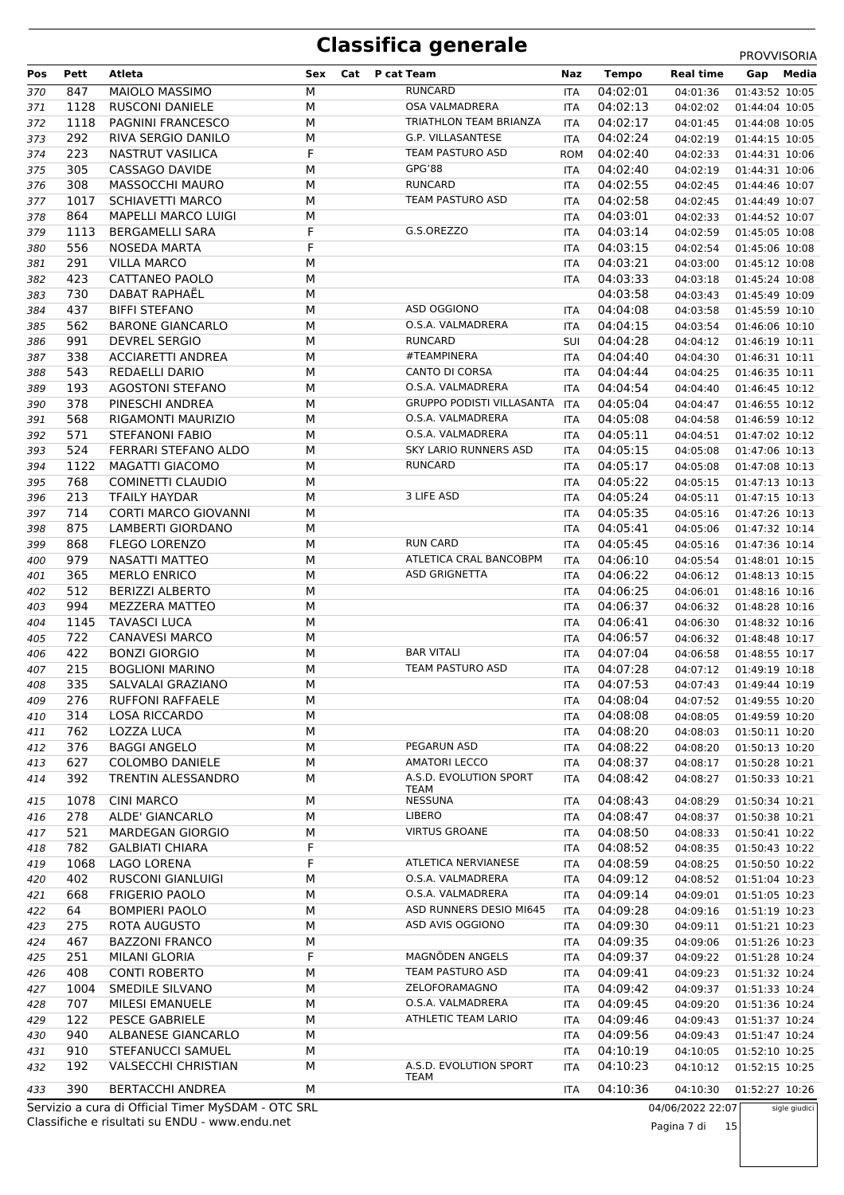# Classifica generale

PROVVISORIA

| Pos | Pett | Atleta | Sex | Cat | P cat | Team | Naz | Tempo | Real time | Gap | Media |
|---|---|---|---|---|---|---|---|---|---|---|---|
| 370 | 847 | MAIOLO MASSIMO | M | | | RUNCARD | ITA | 04:02:01 | 04:01:36 | 01:43:52 | 10:05 |
| 371 | 1128 | RUSCONI DANIELE | M | | | OSA VALMADRERA | ITA | 04:02:13 | 04:02:02 | 01:44:04 | 10:05 |
| 372 | 1118 | PAGNINI FRANCESCO | M | | | TRIATHLON TEAM BRIANZA | ITA | 04:02:17 | 04:01:45 | 01:44:08 | 10:05 |
| 373 | 292 | RIVA SERGIO DANILO | M | | | G.P. VILLASANTESE | ITA | 04:02:24 | 04:02:19 | 01:44:15 | 10:05 |
| 374 | 223 | NASTRUT VASILICA | F | | | TEAM PASTURO ASD | ROM | 04:02:40 | 04:02:33 | 01:44:31 | 10:06 |
| 375 | 305 | CASSAGO DAVIDE | M | | | GPG'88 | ITA | 04:02:40 | 04:02:19 | 01:44:31 | 10:06 |
| 376 | 308 | MASSOCCHI MAURO | M | | | RUNCARD | ITA | 04:02:55 | 04:02:45 | 01:44:46 | 10:07 |
| 377 | 1017 | SCHIAVETTI MARCO | M | | | TEAM PASTURO ASD | ITA | 04:02:58 | 04:02:45 | 01:44:49 | 10:07 |
| 378 | 864 | MAPELLI MARCO LUIGI | M | | | | ITA | 04:03:01 | 04:02:33 | 01:44:52 | 10:07 |
| 379 | 1113 | BERGAMELLI SARA | F | | | G.S.OREZZO | ITA | 04:03:14 | 04:02:59 | 01:45:05 | 10:08 |
| 380 | 556 | NOSEDA MARTA | F | | | | ITA | 04:03:15 | 04:02:54 | 01:45:06 | 10:08 |
| 381 | 291 | VILLA MARCO | M | | | | ITA | 04:03:21 | 04:03:00 | 01:45:12 | 10:08 |
| 382 | 423 | CATTANEO PAOLO | M | | | | ITA | 04:03:33 | 04:03:18 | 01:45:24 | 10:08 |
| 383 | 730 | DABAT RAPHAËL | M | | | | | 04:03:58 | 04:03:43 | 01:45:49 | 10:09 |
| 384 | 437 | BIFFI STEFANO | M | | | ASD OGGIONO | ITA | 04:04:08 | 04:03:58 | 01:45:59 | 10:10 |
| 385 | 562 | BARONE GIANCARLO | M | | | O.S.A. VALMADRERA | ITA | 04:04:15 | 04:03:54 | 01:46:06 | 10:10 |
| 386 | 991 | DEVREL SERGIO | M | | | RUNCARD | SUI | 04:04:28 | 04:04:12 | 01:46:19 | 10:11 |
| 387 | 338 | ACCIARETTI ANDREA | M | | | #TEAMPINERA | ITA | 04:04:40 | 04:04:30 | 01:46:31 | 10:11 |
| 388 | 543 | REDAELLI DARIO | M | | | CANTO DI CORSA | ITA | 04:04:44 | 04:04:25 | 01:46:35 | 10:11 |
| 389 | 193 | AGOSTONI STEFANO | M | | | O.S.A. VALMADRERA | ITA | 04:04:54 | 04:04:40 | 01:46:45 | 10:12 |
| 390 | 378 | PINESCHI ANDREA | M | | | GRUPPO PODISTI VILLASANTA | ITA | 04:05:04 | 04:04:47 | 01:46:55 | 10:12 |
| 391 | 568 | RIGAMONTI MAURIZIO | M | | | O.S.A. VALMADRERA | ITA | 04:05:08 | 04:04:58 | 01:46:59 | 10:12 |
| 392 | 571 | STEFANONI FABIO | M | | | O.S.A. VALMADRERA | ITA | 04:05:11 | 04:04:51 | 01:47:02 | 10:12 |
| 393 | 524 | FERRARI STEFANO ALDO | M | | | SKY LARIO RUNNERS ASD | ITA | 04:05:15 | 04:05:08 | 01:47:06 | 10:13 |
| 394 | 1122 | MAGATTI GIACOMO | M | | | RUNCARD | ITA | 04:05:17 | 04:05:08 | 01:47:08 | 10:13 |
| 395 | 768 | COMINETTI CLAUDIO | M | | | | ITA | 04:05:22 | 04:05:15 | 01:47:13 | 10:13 |
| 396 | 213 | TFAILY HAYDAR | M | | | 3 LIFE ASD | ITA | 04:05:24 | 04:05:11 | 01:47:15 | 10:13 |
| 397 | 714 | CORTI MARCO GIOVANNI | M | | | | ITA | 04:05:35 | 04:05:16 | 01:47:26 | 10:13 |
| 398 | 875 | LAMBERTI GIORDANO | M | | | | ITA | 04:05:41 | 04:05:06 | 01:47:32 | 10:14 |
| 399 | 868 | FLEGO LORENZO | M | | | RUN CARD | ITA | 04:05:45 | 04:05:16 | 01:47:36 | 10:14 |
| 400 | 979 | NASATTI MATTEO | M | | | ATLETICA CRAL BANCOBPM | ITA | 04:06:10 | 04:05:54 | 01:48:01 | 10:15 |
| 401 | 365 | MERLO ENRICO | M | | | ASD GRIGNETTA | ITA | 04:06:22 | 04:06:12 | 01:48:13 | 10:15 |
| 402 | 512 | BERIZZI ALBERTO | M | | | | ITA | 04:06:25 | 04:06:01 | 01:48:16 | 10:16 |
| 403 | 994 | MEZZERA MATTEO | M | | | | ITA | 04:06:37 | 04:06:32 | 01:48:28 | 10:16 |
| 404 | 1145 | TAVASCI LUCA | M | | | | ITA | 04:06:41 | 04:06:30 | 01:48:32 | 10:16 |
| 405 | 722 | CANAVESI MARCO | M | | | | ITA | 04:06:57 | 04:06:32 | 01:48:48 | 10:17 |
| 406 | 422 | BONZI GIORGIO | M | | | BAR VITALI | ITA | 04:07:04 | 04:06:58 | 01:48:55 | 10:17 |
| 407 | 215 | BOGLIONI MARINO | M | | | TEAM PASTURO ASD | ITA | 04:07:28 | 04:07:12 | 01:49:19 | 10:18 |
| 408 | 335 | SALVALAI GRAZIANO | M | | | | ITA | 04:07:53 | 04:07:43 | 01:49:44 | 10:19 |
| 409 | 276 | RUFFONI RAFFAELE | M | | | | ITA | 04:08:04 | 04:07:52 | 01:49:55 | 10:20 |
| 410 | 314 | LOSA RICCARDO | M | | | | ITA | 04:08:08 | 04:08:05 | 01:49:59 | 10:20 |
| 411 | 762 | LOZZA LUCA | M | | | | ITA | 04:08:20 | 04:08:03 | 01:50:11 | 10:20 |
| 412 | 376 | BAGGI ANGELO | M | | | PEGARUN ASD | ITA | 04:08:22 | 04:08:20 | 01:50:13 | 10:20 |
| 413 | 627 | COLOMBO DANIELE | M | | | AMATORI LECCO | ITA | 04:08:37 | 04:08:17 | 01:50:28 | 10:21 |
| 414 | 392 | TRENTIN ALESSANDRO | M | | | A.S.D. EVOLUTION SPORT TEAM | ITA | 04:08:42 | 04:08:27 | 01:50:33 | 10:21 |
| 415 | 1078 | CINI MARCO | M | | | NESSUNA | ITA | 04:08:43 | 04:08:29 | 01:50:34 | 10:21 |
| 416 | 278 | ALDE' GIANCARLO | M | | | LIBERO | ITA | 04:08:47 | 04:08:37 | 01:50:38 | 10:21 |
| 417 | 521 | MARDEGAN GIORGIO | M | | | VIRTUS GROANE | ITA | 04:08:50 | 04:08:33 | 01:50:41 | 10:22 |
| 418 | 782 | GALBIATI CHIARA | F | | | | ITA | 04:08:52 | 04:08:35 | 01:50:43 | 10:22 |
| 419 | 1068 | LAGO LORENA | F | | | ATLETICA NERVIANESE | ITA | 04:08:59 | 04:08:25 | 01:50:50 | 10:22 |
| 420 | 402 | RUSCONI GIANLUIGI | M | | | O.S.A. VALMADRERA | ITA | 04:09:12 | 04:08:52 | 01:51:04 | 10:23 |
| 421 | 668 | FRIGERIO PAOLO | M | | | O.S.A. VALMADRERA | ITA | 04:09:14 | 04:09:01 | 01:51:05 | 10:23 |
| 422 | 64 | BOMPIERI PAOLO | M | | | ASD RUNNERS DESIO MI645 | ITA | 04:09:28 | 04:09:16 | 01:51:19 | 10:23 |
| 423 | 275 | ROTA AUGUSTO | M | | | ASD AVIS OGGIONO | ITA | 04:09:30 | 04:09:11 | 01:51:21 | 10:23 |
| 424 | 467 | BAZZONI FRANCO | M | | | | ITA | 04:09:35 | 04:09:06 | 01:51:26 | 10:23 |
| 425 | 251 | MILANI GLORIA | F | | | MAGNÖDEN ANGELS | ITA | 04:09:37 | 04:09:22 | 01:51:28 | 10:24 |
| 426 | 408 | CONTI ROBERTO | M | | | TEAM PASTURO ASD | ITA | 04:09:41 | 04:09:23 | 01:51:32 | 10:24 |
| 427 | 1004 | SMEDILE SILVANO | M | | | ZELOFORAMAGNO | ITA | 04:09:42 | 04:09:37 | 01:51:33 | 10:24 |
| 428 | 707 | MILESI EMANUELE | M | | | O.S.A. VALMADRERA | ITA | 04:09:45 | 04:09:20 | 01:51:36 | 10:24 |
| 429 | 122 | PESCE GABRIELE | M | | | ATHLETIC TEAM LARIO | ITA | 04:09:46 | 04:09:43 | 01:51:37 | 10:24 |
| 430 | 940 | ALBANESE GIANCARLO | M | | | | ITA | 04:09:56 | 04:09:43 | 01:51:47 | 10:24 |
| 431 | 910 | STEFANUCCI SAMUEL | M | | | | ITA | 04:10:19 | 04:10:05 | 01:52:10 | 10:25 |
| 432 | 192 | VALSECCHI CHRISTIAN | M | | | A.S.D. EVOLUTION SPORT TEAM | ITA | 04:10:23 | 04:10:12 | 01:52:15 | 10:25 |
| 433 | 390 | BERTACCHI ANDREA | M | | | | ITA | 04:10:36 | 04:10:30 | 01:52:27 | 10:26 |

Servizio a cura di Official Timer MySDAM - OTC SRL
Classifiche e risultati su ENDU - www.endu.net

04/06/2022 22:07

sigle giudici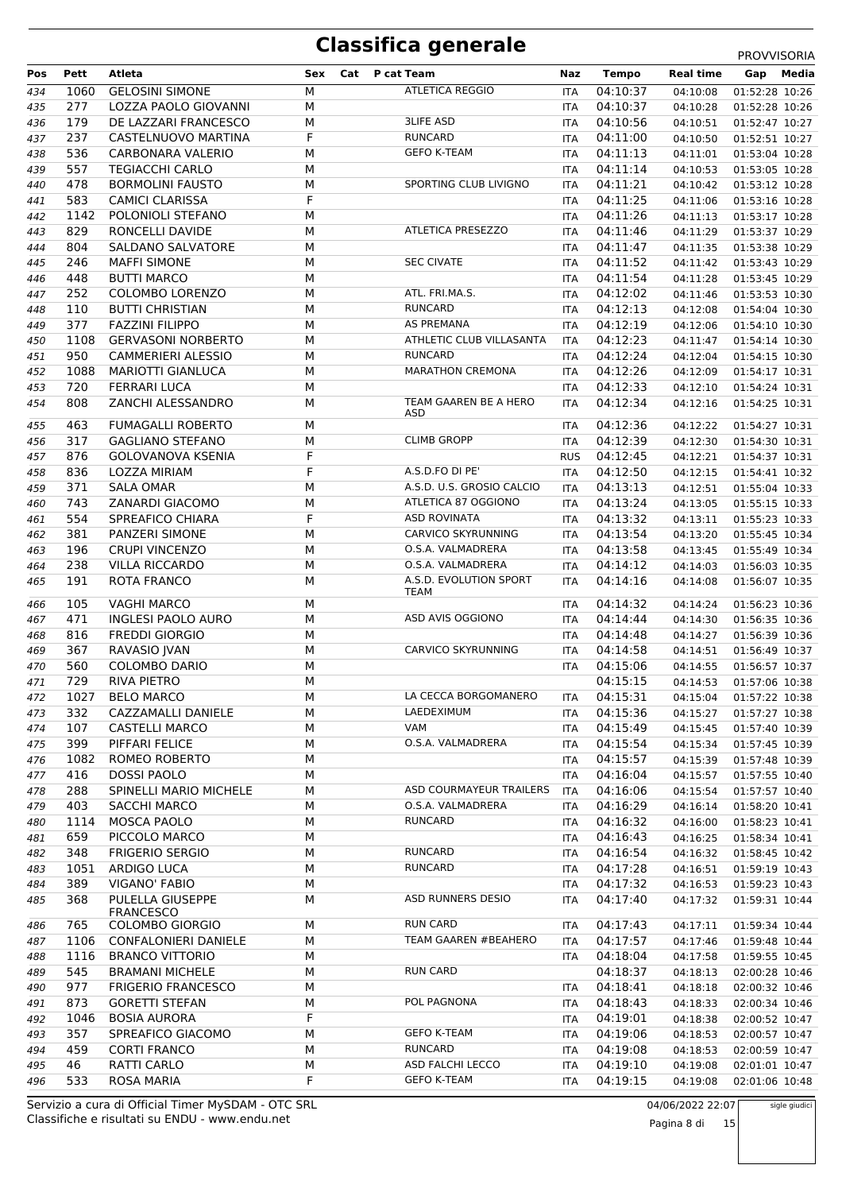# Classifica generale

PROVVISORIA

| Pos | Pett | Atleta | Sex | Cat | P cat | Team | Naz | Tempo | Real time | Gap | Media |
|---|---|---|---|---|---|---|---|---|---|---|---|
| 434 | 1060 | GELOSINI SIMONE | M | | | ATLETICA REGGIO | ITA | 04:10:37 | 04:10:08 | 01:52:28 | 10:26 |
| 435 | 277 | LOZZA PAOLO GIOVANNI | M | | | | ITA | 04:10:37 | 04:10:28 | 01:52:28 | 10:26 |
| 436 | 179 | DE LAZZARI FRANCESCO | M | | | 3LIFE ASD | ITA | 04:10:56 | 04:10:51 | 01:52:47 | 10:27 |
| 437 | 237 | CASTELNUOVO MARTINA | F | | | RUNCARD | ITA | 04:11:00 | 04:10:50 | 01:52:51 | 10:27 |
| 438 | 536 | CARBONARA VALERIO | M | | | GEFO K-TEAM | ITA | 04:11:13 | 04:11:01 | 01:53:04 | 10:28 |
| 439 | 557 | TEGIACCHI CARLO | M | | | | ITA | 04:11:14 | 04:10:53 | 01:53:05 | 10:28 |
| 440 | 478 | BORMOLINI FAUSTO | M | | | SPORTING CLUB LIVIGNO | ITA | 04:11:21 | 04:10:42 | 01:53:12 | 10:28 |
| 441 | 583 | CAMICI CLARISSA | F | | | | ITA | 04:11:25 | 04:11:06 | 01:53:16 | 10:28 |
| 442 | 1142 | POLONIOLI STEFANO | M | | | | ITA | 04:11:26 | 04:11:13 | 01:53:17 | 10:28 |
| 443 | 829 | RONCELLI DAVIDE | M | | | ATLETICA PRESEZZO | ITA | 04:11:46 | 04:11:29 | 01:53:37 | 10:29 |
| 444 | 804 | SALDANO SALVATORE | M | | | | ITA | 04:11:47 | 04:11:35 | 01:53:38 | 10:29 |
| 445 | 246 | MAFFI SIMONE | M | | | SEC CIVATE | ITA | 04:11:52 | 04:11:42 | 01:53:43 | 10:29 |
| 446 | 448 | BUTTI MARCO | M | | | | ITA | 04:11:54 | 04:11:28 | 01:53:45 | 10:29 |
| 447 | 252 | COLOMBO LORENZO | M | | | ATL. FRI.MA.S. | ITA | 04:12:02 | 04:11:46 | 01:53:53 | 10:30 |
| 448 | 110 | BUTTI CHRISTIAN | M | | | RUNCARD | ITA | 04:12:13 | 04:12:08 | 01:54:04 | 10:30 |
| 449 | 377 | FAZZINI FILIPPO | M | | | AS PREMANA | ITA | 04:12:19 | 04:12:06 | 01:54:10 | 10:30 |
| 450 | 1108 | GERVASONI NORBERTO | M | | | ATHLETIC CLUB VILLASANTA | ITA | 04:12:23 | 04:11:47 | 01:54:14 | 10:30 |
| 451 | 950 | CAMMERIERI ALESSIO | M | | | RUNCARD | ITA | 04:12:24 | 04:12:04 | 01:54:15 | 10:30 |
| 452 | 1088 | MARIOTTI GIANLUCA | M | | | MARATHON CREMONA | ITA | 04:12:26 | 04:12:09 | 01:54:17 | 10:31 |
| 453 | 720 | FERRARI LUCA | M | | | | ITA | 04:12:33 | 04:12:10 | 01:54:24 | 10:31 |
| 454 | 808 | ZANCHI ALESSANDRO | M | | | TEAM GAAREN BE A HERO ASD | ITA | 04:12:34 | 04:12:16 | 01:54:25 | 10:31 |
| 455 | 463 | FUMAGALLI ROBERTO | M | | | | ITA | 04:12:36 | 04:12:22 | 01:54:27 | 10:31 |
| 456 | 317 | GAGLIANO STEFANO | M | | | CLIMB GROPP | ITA | 04:12:39 | 04:12:30 | 01:54:30 | 10:31 |
| 457 | 876 | GOLOVANOVA KSENIA | F | | | | RUS | 04:12:45 | 04:12:21 | 01:54:37 | 10:31 |
| 458 | 836 | LOZZA MIRIAM | F | | | A.S.D.FO DI PE' | ITA | 04:12:50 | 04:12:15 | 01:54:41 | 10:32 |
| 459 | 371 | SALA OMAR | M | | | A.S.D. U.S. GROSIO CALCIO | ITA | 04:13:13 | 04:12:51 | 01:55:04 | 10:33 |
| 460 | 743 | ZANARDI GIACOMO | M | | | ATLETICA 87 OGGIONO | ITA | 04:13:24 | 04:13:05 | 01:55:15 | 10:33 |
| 461 | 554 | SPREAFICO CHIARA | F | | | ASD ROVINATA | ITA | 04:13:32 | 04:13:11 | 01:55:23 | 10:33 |
| 462 | 381 | PANZERI SIMONE | M | | | CARVICO SKYRUNNING | ITA | 04:13:54 | 04:13:20 | 01:55:45 | 10:34 |
| 463 | 196 | CRUPI VINCENZO | M | | | O.S.A. VALMADRERA | ITA | 04:13:58 | 04:13:45 | 01:55:49 | 10:34 |
| 464 | 238 | VILLA RICCARDO | M | | | O.S.A. VALMADRERA | ITA | 04:14:12 | 04:14:03 | 01:56:03 | 10:35 |
| 465 | 191 | ROTA FRANCO | M | | | A.S.D. EVOLUTION SPORT TEAM | ITA | 04:14:16 | 04:14:08 | 01:56:07 | 10:35 |
| 466 | 105 | VAGHI MARCO | M | | | | ITA | 04:14:32 | 04:14:24 | 01:56:23 | 10:36 |
| 467 | 471 | INGLESI PAOLO AURO | M | | | ASD AVIS OGGIONO | ITA | 04:14:44 | 04:14:30 | 01:56:35 | 10:36 |
| 468 | 816 | FREDDI GIORGIO | M | | | | ITA | 04:14:48 | 04:14:27 | 01:56:39 | 10:36 |
| 469 | 367 | RAVASIO JVAN | M | | | CARVICO SKYRUNNING | ITA | 04:14:58 | 04:14:51 | 01:56:49 | 10:37 |
| 470 | 560 | COLOMBO DARIO | M | | | | ITA | 04:15:06 | 04:14:55 | 01:56:57 | 10:37 |
| 471 | 729 | RIVA PIETRO | M | | | | | 04:15:15 | 04:14:53 | 01:57:06 | 10:38 |
| 472 | 1027 | BELO MARCO | M | | | LA CECCA BORGOMANERO | ITA | 04:15:31 | 04:15:04 | 01:57:22 | 10:38 |
| 473 | 332 | CAZZAMALLI DANIELE | M | | | LAEDEXIMUM | ITA | 04:15:36 | 04:15:27 | 01:57:27 | 10:38 |
| 474 | 107 | CASTELLI MARCO | M | | | VAM | ITA | 04:15:49 | 04:15:45 | 01:57:40 | 10:39 |
| 475 | 399 | PIFFARI FELICE | M | | | O.S.A. VALMADRERA | ITA | 04:15:54 | 04:15:34 | 01:57:45 | 10:39 |
| 476 | 1082 | ROMEO ROBERTO | M | | | | ITA | 04:15:57 | 04:15:39 | 01:57:48 | 10:39 |
| 477 | 416 | DOSSI PAOLO | M | | | | ITA | 04:16:04 | 04:15:57 | 01:57:55 | 10:40 |
| 478 | 288 | SPINELLI MARIO MICHELE | M | | | ASD COURMAYEUR TRAILERS | ITA | 04:16:06 | 04:15:54 | 01:57:57 | 10:40 |
| 479 | 403 | SACCHI MARCO | M | | | O.S.A. VALMADRERA | ITA | 04:16:29 | 04:16:14 | 01:58:20 | 10:41 |
| 480 | 1114 | MOSCA PAOLO | M | | | RUNCARD | ITA | 04:16:32 | 04:16:00 | 01:58:23 | 10:41 |
| 481 | 659 | PICCOLO MARCO | M | | | | ITA | 04:16:43 | 04:16:25 | 01:58:34 | 10:41 |
| 482 | 348 | FRIGERIO SERGIO | M | | | RUNCARD | ITA | 04:16:54 | 04:16:32 | 01:58:45 | 10:42 |
| 483 | 1051 | ARDIGO LUCA | M | | | RUNCARD | ITA | 04:17:28 | 04:16:51 | 01:59:19 | 10:43 |
| 484 | 389 | VIGANO' FABIO | M | | | | ITA | 04:17:32 | 04:16:53 | 01:59:23 | 10:43 |
| 485 | 368 | PULELLA GIUSEPPE FRANCESCO | M | | | ASD RUNNERS DESIO | ITA | 04:17:40 | 04:17:32 | 01:59:31 | 10:44 |
| 486 | 765 | COLOMBO GIORGIO | M | | | RUN CARD | ITA | 04:17:43 | 04:17:11 | 01:59:34 | 10:44 |
| 487 | 1106 | CONFALONIERI DANIELE | M | | | TEAM GAAREN #BEAHERO | ITA | 04:17:57 | 04:17:46 | 01:59:48 | 10:44 |
| 488 | 1116 | BRANCO VITTORIO | M | | | | ITA | 04:18:04 | 04:17:58 | 01:59:55 | 10:45 |
| 489 | 545 | BRAMANI MICHELE | M | | | RUN CARD | | 04:18:37 | 04:18:13 | 02:00:28 | 10:46 |
| 490 | 977 | FRIGERIO FRANCESCO | M | | | | ITA | 04:18:41 | 04:18:18 | 02:00:32 | 10:46 |
| 491 | 873 | GORETTI STEFAN | M | | | POL PAGNONA | ITA | 04:18:43 | 04:18:33 | 02:00:34 | 10:46 |
| 492 | 1046 | BOSIA AURORA | F | | | | ITA | 04:19:01 | 04:18:38 | 02:00:52 | 10:47 |
| 493 | 357 | SPREAFICO GIACOMO | M | | | GEFO K-TEAM | ITA | 04:19:06 | 04:18:53 | 02:00:57 | 10:47 |
| 494 | 459 | CORTI FRANCO | M | | | RUNCARD | ITA | 04:19:08 | 04:18:53 | 02:00:59 | 10:47 |
| 495 | 46 | RATTI CARLO | M | | | ASD FALCHI LECCO | ITA | 04:19:10 | 04:19:08 | 02:01:01 | 10:47 |
| 496 | 533 | ROSA MARIA | F | | | GEFO K-TEAM | ITA | 04:19:15 | 04:19:08 | 02:01:06 | 10:48 |

Servizio a cura di Official Timer MySDAM - OTC SRL
Classifiche e risultati su ENDU - www.endu.net

04/06/2022 22:07

sigle giudici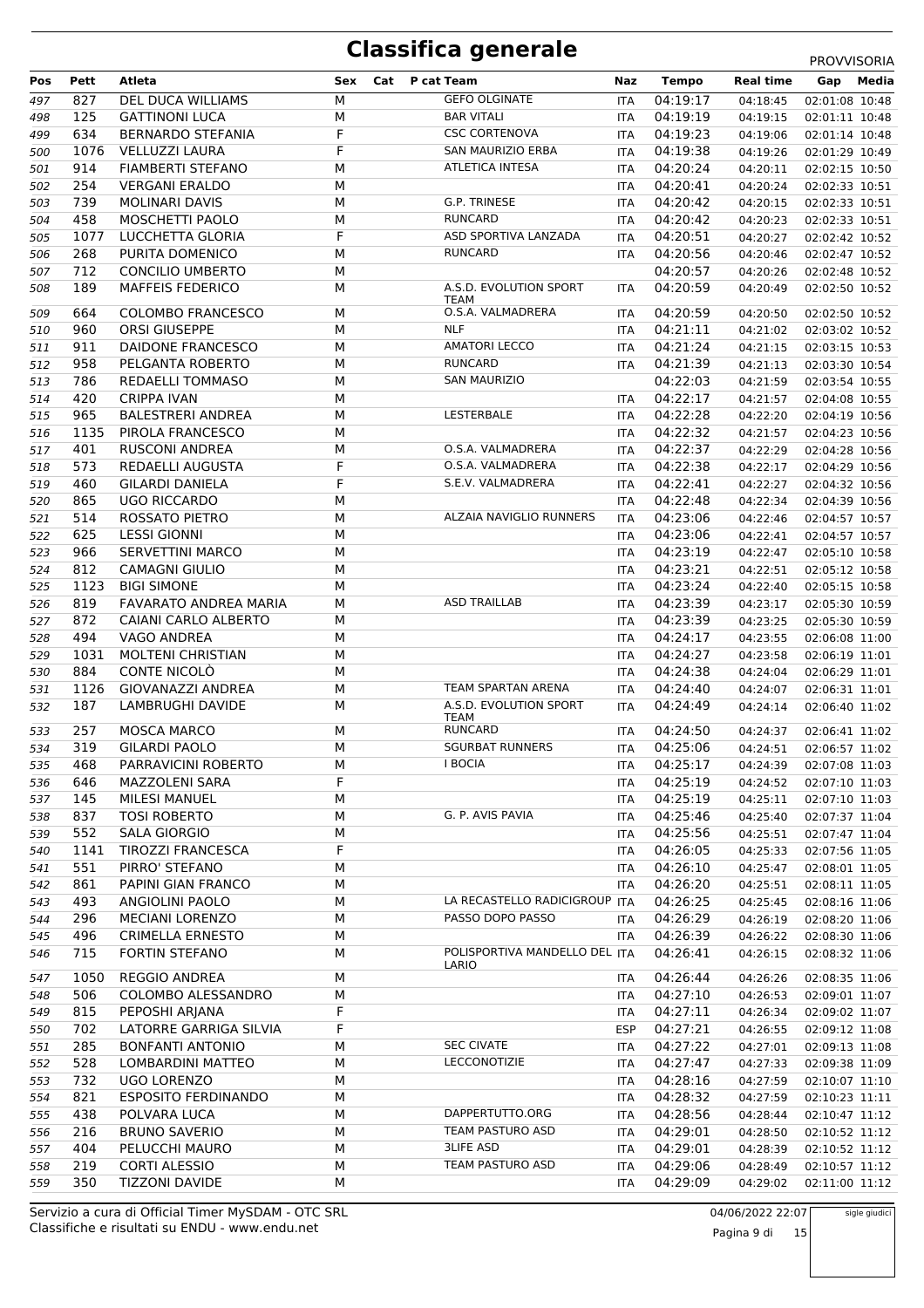# Classifica generale

PROVVISORIA

| Pos | Pett | Atleta | Sex | Cat | P cat | Team | Naz | Tempo | Real time | Gap | Media |
|---|---|---|---|---|---|---|---|---|---|---|---|
| 497 | 827 | DEL DUCA WILLIAMS | M | | | GEFO OLGINATE | ITA | 04:19:17 | 04:18:45 | 02:01:08 | 10:48 |
| 498 | 125 | GATTINONI LUCA | M | | | BAR VITALI | ITA | 04:19:19 | 04:19:15 | 02:01:11 | 10:48 |
| 499 | 634 | BERNARDO STEFANIA | F | | | CSC CORTENOVA | ITA | 04:19:23 | 04:19:06 | 02:01:14 | 10:48 |
| 500 | 1076 | VELLUZZI LAURA | F | | | SAN MAURIZIO ERBA | ITA | 04:19:38 | 04:19:26 | 02:01:29 | 10:49 |
| 501 | 914 | FIAMBERTI STEFANO | M | | | ATLETICA INTESA | ITA | 04:20:24 | 04:20:11 | 02:02:15 | 10:50 |
| 502 | 254 | VERGANI ERALDO | M | | | | ITA | 04:20:41 | 04:20:24 | 02:02:33 | 10:51 |
| 503 | 739 | MOLINARI DAVIS | M | | | G.P. TRINESE | ITA | 04:20:42 | 04:20:15 | 02:02:33 | 10:51 |
| 504 | 458 | MOSCHETTI PAOLO | M | | | RUNCARD | ITA | 04:20:42 | 04:20:23 | 02:02:33 | 10:51 |
| 505 | 1077 | LUCCHETTA GLORIA | F | | | ASD SPORTIVA LANZADA | ITA | 04:20:51 | 04:20:27 | 02:02:42 | 10:52 |
| 506 | 268 | PURITA DOMENICO | M | | | RUNCARD | ITA | 04:20:56 | 04:20:46 | 02:02:47 | 10:52 |
| 507 | 712 | CONCILIO UMBERTO | M | | | | | 04:20:57 | 04:20:26 | 02:02:48 | 10:52 |
| 508 | 189 | MAFFEIS FEDERICO | M | | | A.S.D. EVOLUTION SPORT TEAM | ITA | 04:20:59 | 04:20:49 | 02:02:50 | 10:52 |
| 509 | 664 | COLOMBO FRANCESCO | M | | | O.S.A. VALMADRERA | ITA | 04:20:59 | 04:20:50 | 02:02:50 | 10:52 |
| 510 | 960 | ORSI GIUSEPPE | M | | | NLF | ITA | 04:21:11 | 04:21:02 | 02:03:02 | 10:52 |
| 511 | 911 | DAIDONE FRANCESCO | M | | | AMATORI LECCO | ITA | 04:21:24 | 04:21:15 | 02:03:15 | 10:53 |
| 512 | 958 | PELGANTA ROBERTO | M | | | RUNCARD | ITA | 04:21:39 | 04:21:13 | 02:03:30 | 10:54 |
| 513 | 786 | REDAELLI TOMMASO | M | | | SAN MAURIZIO | | 04:22:03 | 04:21:59 | 02:03:54 | 10:55 |
| 514 | 420 | CRIPPA IVAN | M | | | | ITA | 04:22:17 | 04:21:57 | 02:04:08 | 10:55 |
| 515 | 965 | BALESTRERI ANDREA | M | | | LESTERBALE | ITA | 04:22:28 | 04:22:20 | 02:04:19 | 10:56 |
| 516 | 1135 | PIROLA FRANCESCO | M | | | | ITA | 04:22:32 | 04:21:57 | 02:04:23 | 10:56 |
| 517 | 401 | RUSCONI ANDREA | M | | | O.S.A. VALMADRERA | ITA | 04:22:37 | 04:22:29 | 02:04:28 | 10:56 |
| 518 | 573 | REDAELLI AUGUSTA | F | | | O.S.A. VALMADRERA | ITA | 04:22:38 | 04:22:17 | 02:04:29 | 10:56 |
| 519 | 460 | GILARDI DANIELA | F | | | S.E.V. VALMADRERA | ITA | 04:22:41 | 04:22:27 | 02:04:32 | 10:56 |
| 520 | 865 | UGO RICCARDO | M | | | | ITA | 04:22:48 | 04:22:34 | 02:04:39 | 10:56 |
| 521 | 514 | ROSSATO PIETRO | M | | | ALZAIA NAVIGLIO RUNNERS | ITA | 04:23:06 | 04:22:46 | 02:04:57 | 10:57 |
| 522 | 625 | LESSI GIONNI | M | | | | ITA | 04:23:06 | 04:22:41 | 02:04:57 | 10:57 |
| 523 | 966 | SERVETTINI MARCO | M | | | | ITA | 04:23:19 | 04:22:47 | 02:05:10 | 10:58 |
| 524 | 812 | CAMAGNI GIULIO | M | | | | ITA | 04:23:21 | 04:22:51 | 02:05:12 | 10:58 |
| 525 | 1123 | BIGI SIMONE | M | | | | ITA | 04:23:24 | 04:22:40 | 02:05:15 | 10:58 |
| 526 | 819 | FAVARATO ANDREA MARIA | M | | | ASD TRAILLAB | ITA | 04:23:39 | 04:23:17 | 02:05:30 | 10:59 |
| 527 | 872 | CAIANI CARLO ALBERTO | M | | | | ITA | 04:23:39 | 04:23:25 | 02:05:30 | 10:59 |
| 528 | 494 | VAGO ANDREA | M | | | | ITA | 04:24:17 | 04:23:55 | 02:06:08 | 11:00 |
| 529 | 1031 | MOLTENI CHRISTIAN | M | | | | ITA | 04:24:27 | 04:23:58 | 02:06:19 | 11:01 |
| 530 | 884 | CONTE NICOLÒ | M | | | | ITA | 04:24:38 | 04:24:04 | 02:06:29 | 11:01 |
| 531 | 1126 | GIOVANAZZI ANDREA | M | | | TEAM SPARTAN ARENA | ITA | 04:24:40 | 04:24:07 | 02:06:31 | 11:01 |
| 532 | 187 | LAMBRUGHI DAVIDE | M | | | A.S.D. EVOLUTION SPORT TEAM | ITA | 04:24:49 | 04:24:14 | 02:06:40 | 11:02 |
| 533 | 257 | MOSCA MARCO | M | | | RUNCARD | ITA | 04:24:50 | 04:24:37 | 02:06:41 | 11:02 |
| 534 | 319 | GILARDI PAOLO | M | | | SGURBAT RUNNERS | ITA | 04:25:06 | 04:24:51 | 02:06:57 | 11:02 |
| 535 | 468 | PARRAVICINI ROBERTO | M | | | I BOCIA | ITA | 04:25:17 | 04:24:39 | 02:07:08 | 11:03 |
| 536 | 646 | MAZZOLENI SARA | F | | | | ITA | 04:25:19 | 04:24:52 | 02:07:10 | 11:03 |
| 537 | 145 | MILESI MANUEL | M | | | | ITA | 04:25:19 | 04:25:11 | 02:07:10 | 11:03 |
| 538 | 837 | TOSI ROBERTO | M | | | G. P. AVIS PAVIA | ITA | 04:25:46 | 04:25:40 | 02:07:37 | 11:04 |
| 539 | 552 | SALA GIORGIO | M | | | | ITA | 04:25:56 | 04:25:51 | 02:07:47 | 11:04 |
| 540 | 1141 | TIROZZI FRANCESCA | F | | | | ITA | 04:26:05 | 04:25:33 | 02:07:56 | 11:05 |
| 541 | 551 | PIRRO' STEFANO | M | | | | ITA | 04:26:10 | 04:25:47 | 02:08:01 | 11:05 |
| 542 | 861 | PAPINI GIAN FRANCO | M | | | | ITA | 04:26:20 | 04:25:51 | 02:08:11 | 11:05 |
| 543 | 493 | ANGIOLINI PAOLO | M | | | LA RECASTELLO RADICIGROUP | ITA | 04:26:25 | 04:25:45 | 02:08:16 | 11:06 |
| 544 | 296 | MECIANI LORENZO | M | | | PASSO DOPO PASSO | ITA | 04:26:29 | 04:26:19 | 02:08:20 | 11:06 |
| 545 | 496 | CRIMELLA ERNESTO | M | | | | ITA | 04:26:39 | 04:26:22 | 02:08:30 | 11:06 |
| 546 | 715 | FORTIN STEFANO | M | | | POLISPORTIVA MANDELLO DEL LARIO | ITA | 04:26:41 | 04:26:15 | 02:08:32 | 11:06 |
| 547 | 1050 | REGGIO ANDREA | M | | | | ITA | 04:26:44 | 04:26:26 | 02:08:35 | 11:06 |
| 548 | 506 | COLOMBO ALESSANDRO | M | | | | ITA | 04:27:10 | 04:26:53 | 02:09:01 | 11:07 |
| 549 | 815 | PEPOSHI ARJANA | F | | | | ITA | 04:27:11 | 04:26:34 | 02:09:02 | 11:07 |
| 550 | 702 | LATORRE GARRIGA SILVIA | F | | | | ESP | 04:27:21 | 04:26:55 | 02:09:12 | 11:08 |
| 551 | 285 | BONFANTI ANTONIO | M | | | SEC CIVATE | ITA | 04:27:22 | 04:27:01 | 02:09:13 | 11:08 |
| 552 | 528 | LOMBARDINI MATTEO | M | | | LECCONOTIZIE | ITA | 04:27:47 | 04:27:33 | 02:09:38 | 11:09 |
| 553 | 732 | UGO LORENZO | M | | | | ITA | 04:28:16 | 04:27:59 | 02:10:07 | 11:10 |
| 554 | 821 | ESPOSITO FERDINANDO | M | | | | ITA | 04:28:32 | 04:27:59 | 02:10:23 | 11:11 |
| 555 | 438 | POLVARA LUCA | M | | | DAPPERTUTTO.ORG | ITA | 04:28:56 | 04:28:44 | 02:10:47 | 11:12 |
| 556 | 216 | BRUNO SAVERIO | M | | | TEAM PASTURO ASD | ITA | 04:29:01 | 04:28:50 | 02:10:52 | 11:12 |
| 557 | 404 | PELUCCHI MAURO | M | | | 3LIFE ASD | ITA | 04:29:01 | 04:28:39 | 02:10:52 | 11:12 |
| 558 | 219 | CORTI ALESSIO | M | | | TEAM PASTURO ASD | ITA | 04:29:06 | 04:28:49 | 02:10:57 | 11:12 |
| 559 | 350 | TIZZONI DAVIDE | M | | | | ITA | 04:29:09 | 04:29:02 | 02:11:00 | 11:12 |

Servizio a cura di Official Timer MySDAM - OTC SRL
Classifiche e risultati su ENDU - www.endu.net

04/06/2022 22:07

sigle giudici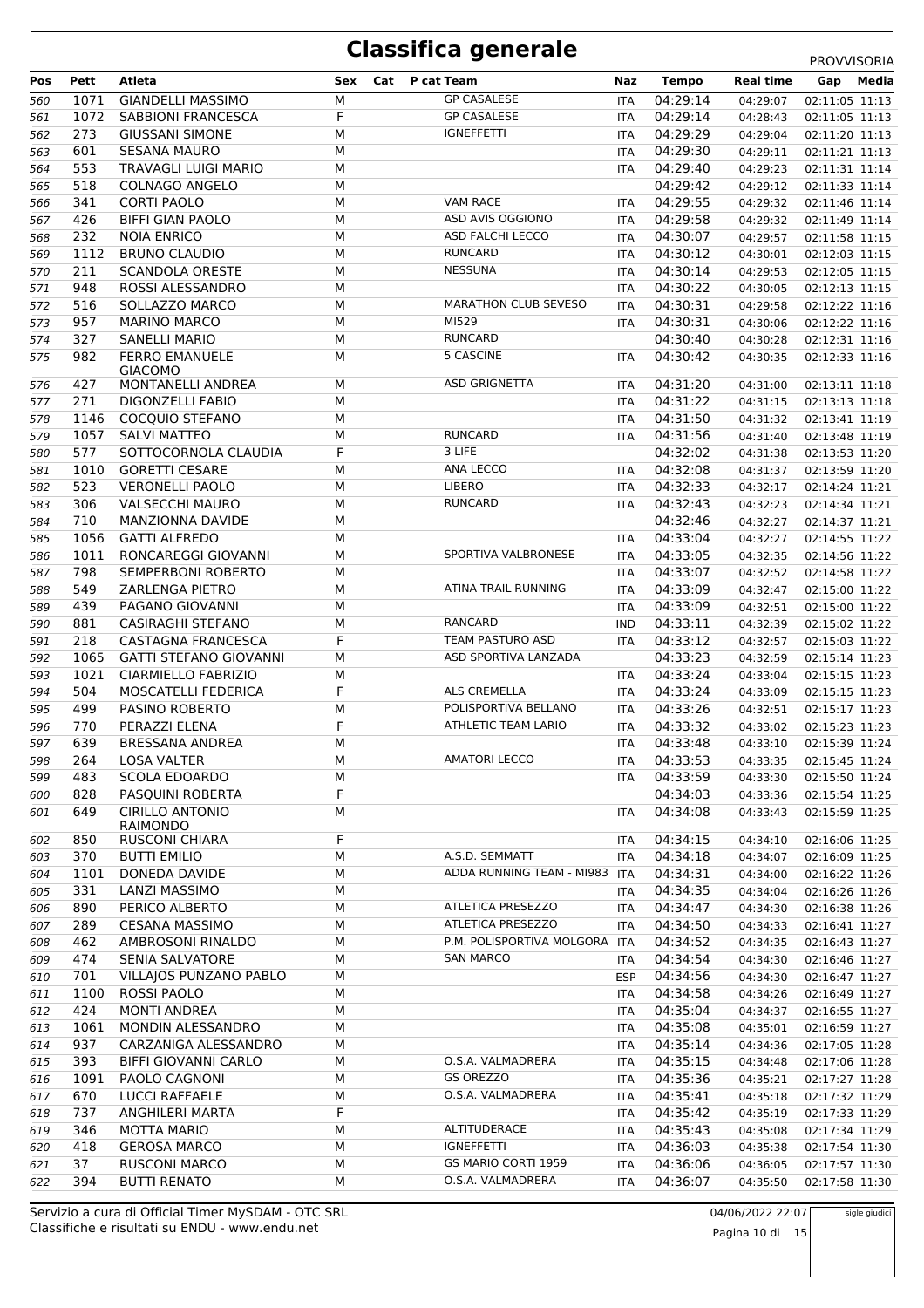# Classifica generale

PROVVISORIA

| Pos | Pett | Atleta | Sex | Cat | P cat | Team | Naz | Tempo | Real time | Gap | Media |
|---|---|---|---|---|---|---|---|---|---|---|---|
| 560 | 1071 | GIANDELLI MASSIMO | M | | | GP CASALESE | ITA | 04:29:14 | 04:29:07 | 02:11:05 | 11:13 |
| 561 | 1072 | SABBIONI FRANCESCA | F | | | GP CASALESE | ITA | 04:29:14 | 04:28:43 | 02:11:05 | 11:13 |
| 562 | 273 | GIUSSANI SIMONE | M | | | IGNEFFETTI | ITA | 04:29:29 | 04:29:04 | 02:11:20 | 11:13 |
| 563 | 601 | SESANA MAURO | M | | | | ITA | 04:29:30 | 04:29:11 | 02:11:21 | 11:13 |
| 564 | 553 | TRAVAGLI LUIGI MARIO | M | | | | ITA | 04:29:40 | 04:29:23 | 02:11:31 | 11:14 |
| 565 | 518 | COLNAGO ANGELO | M | | | | | 04:29:42 | 04:29:12 | 02:11:33 | 11:14 |
| 566 | 341 | CORTI PAOLO | M | | | VAM RACE | ITA | 04:29:55 | 04:29:32 | 02:11:46 | 11:14 |
| 567 | 426 | BIFFI GIAN PAOLO | M | | | ASD AVIS OGGIONO | ITA | 04:29:58 | 04:29:32 | 02:11:49 | 11:14 |
| 568 | 232 | NOIA ENRICO | M | | | ASD FALCHI LECCO | ITA | 04:30:07 | 04:29:57 | 02:11:58 | 11:15 |
| 569 | 1112 | BRUNO CLAUDIO | M | | | RUNCARD | ITA | 04:30:12 | 04:30:01 | 02:12:03 | 11:15 |
| 570 | 211 | SCANDOLA ORESTE | M | | | NESSUNA | ITA | 04:30:14 | 04:29:53 | 02:12:05 | 11:15 |
| 571 | 948 | ROSSI ALESSANDRO | M | | | | ITA | 04:30:22 | 04:30:05 | 02:12:13 | 11:15 |
| 572 | 516 | SOLLAZZO MARCO | M | | | MARATHON CLUB SEVESO | ITA | 04:30:31 | 04:29:58 | 02:12:22 | 11:16 |
| 573 | 957 | MARINO MARCO | M | | | MI529 | ITA | 04:30:31 | 04:30:06 | 02:12:22 | 11:16 |
| 574 | 327 | SANELLI MARIO | M | | | RUNCARD | | 04:30:40 | 04:30:28 | 02:12:31 | 11:16 |
| 575 | 982 | FERRO EMANUELE GIACOMO | M | | | 5 CASCINE | ITA | 04:30:42 | 04:30:35 | 02:12:33 | 11:16 |
| 576 | 427 | MONTANELLI ANDREA | M | | | ASD GRIGNETTA | ITA | 04:31:20 | 04:31:00 | 02:13:11 | 11:18 |
| 577 | 271 | DIGONZELLI FABIO | M | | | | ITA | 04:31:22 | 04:31:15 | 02:13:13 | 11:18 |
| 578 | 1146 | COCQUIO STEFANO | M | | | | ITA | 04:31:50 | 04:31:32 | 02:13:41 | 11:19 |
| 579 | 1057 | SALVI MATTEO | M | | | RUNCARD | ITA | 04:31:56 | 04:31:40 | 02:13:48 | 11:19 |
| 580 | 577 | SOTTOCORNOLA CLAUDIA | F | | | 3 LIFE | | 04:32:02 | 04:31:38 | 02:13:53 | 11:20 |
| 581 | 1010 | GORETTI CESARE | M | | | ANA LECCO | ITA | 04:32:08 | 04:31:37 | 02:13:59 | 11:20 |
| 582 | 523 | VERONELLI PAOLO | M | | | LIBERO | ITA | 04:32:33 | 04:32:17 | 02:14:24 | 11:21 |
| 583 | 306 | VALSECCHI MAURO | M | | | RUNCARD | ITA | 04:32:43 | 04:32:23 | 02:14:34 | 11:21 |
| 584 | 710 | MANZIONNA DAVIDE | M | | | | | 04:32:46 | 04:32:27 | 02:14:37 | 11:21 |
| 585 | 1056 | GATTI ALFREDO | M | | | | ITA | 04:33:04 | 04:32:27 | 02:14:55 | 11:22 |
| 586 | 1011 | RONCAREGGI GIOVANNI | M | | | SPORTIVA VALBRONESE | ITA | 04:33:05 | 04:32:35 | 02:14:56 | 11:22 |
| 587 | 798 | SEMPERBONI ROBERTO | M | | | | ITA | 04:33:07 | 04:32:52 | 02:14:58 | 11:22 |
| 588 | 549 | ZARLENGA PIETRO | M | | | ATINA TRAIL RUNNING | ITA | 04:33:09 | 04:32:47 | 02:15:00 | 11:22 |
| 589 | 439 | PAGANO GIOVANNI | M | | | | ITA | 04:33:09 | 04:32:51 | 02:15:00 | 11:22 |
| 590 | 881 | CASIRAGHI STEFANO | M | | | RANCARD | IND | 04:33:11 | 04:32:39 | 02:15:02 | 11:22 |
| 591 | 218 | CASTAGNA FRANCESCA | F | | | TEAM PASTURO ASD | ITA | 04:33:12 | 04:32:57 | 02:15:03 | 11:22 |
| 592 | 1065 | GATTI STEFANO GIOVANNI | M | | | ASD SPORTIVA LANZADA | | 04:33:23 | 04:32:59 | 02:15:14 | 11:23 |
| 593 | 1021 | CIARMIELLO FABRIZIO | M | | | | ITA | 04:33:24 | 04:33:04 | 02:15:15 | 11:23 |
| 594 | 504 | MOSCATELLI FEDERICA | F | | | ALS CREMELLA | ITA | 04:33:24 | 04:33:09 | 02:15:15 | 11:23 |
| 595 | 499 | PASINO ROBERTO | M | | | POLISPORTIVA BELLANO | ITA | 04:33:26 | 04:32:51 | 02:15:17 | 11:23 |
| 596 | 770 | PERAZZI ELENA | F | | | ATHLETIC TEAM LARIO | ITA | 04:33:32 | 04:33:02 | 02:15:23 | 11:23 |
| 597 | 639 | BRESSANA ANDREA | M | | | | ITA | 04:33:48 | 04:33:10 | 02:15:39 | 11:24 |
| 598 | 264 | LOSA VALTER | M | | | AMATORI LECCO | ITA | 04:33:53 | 04:33:35 | 02:15:45 | 11:24 |
| 599 | 483 | SCOLA EDOARDO | M | | | | ITA | 04:33:59 | 04:33:30 | 02:15:50 | 11:24 |
| 600 | 828 | PASQUINI ROBERTA | F | | | | | 04:34:03 | 04:33:36 | 02:15:54 | 11:25 |
| 601 | 649 | CIRILLO ANTONIO RAIMONDO | M | | | | ITA | 04:34:08 | 04:33:43 | 02:15:59 | 11:25 |
| 602 | 850 | RUSCONI CHIARA | F | | | | ITA | 04:34:15 | 04:34:10 | 02:16:06 | 11:25 |
| 603 | 370 | BUTTI EMILIO | M | | | A.S.D. SEMMATT | ITA | 04:34:18 | 04:34:07 | 02:16:09 | 11:25 |
| 604 | 1101 | DONEDA DAVIDE | M | | | ADDA RUNNING TEAM - MI983 | ITA | 04:34:31 | 04:34:00 | 02:16:22 | 11:26 |
| 605 | 331 | LANZI MASSIMO | M | | | | ITA | 04:34:35 | 04:34:04 | 02:16:26 | 11:26 |
| 606 | 890 | PERICO ALBERTO | M | | | ATLETICA PRESEZZO | ITA | 04:34:47 | 04:34:30 | 02:16:38 | 11:26 |
| 607 | 289 | CESANA MASSIMO | M | | | ATLETICA PRESEZZO | ITA | 04:34:50 | 04:34:33 | 02:16:41 | 11:27 |
| 608 | 462 | AMBROSONI RINALDO | M | | | P.M. POLISPORTIVA MOLGORA | ITA | 04:34:52 | 04:34:35 | 02:16:43 | 11:27 |
| 609 | 474 | SENIA SALVATORE | M | | | SAN MARCO | ITA | 04:34:54 | 04:34:30 | 02:16:46 | 11:27 |
| 610 | 701 | VILLAJOS PUNZANO PABLO | M | | | | ESP | 04:34:56 | 04:34:30 | 02:16:47 | 11:27 |
| 611 | 1100 | ROSSI PAOLO | M | | | | ITA | 04:34:58 | 04:34:26 | 02:16:49 | 11:27 |
| 612 | 424 | MONTI ANDREA | M | | | | ITA | 04:35:04 | 04:34:37 | 02:16:55 | 11:27 |
| 613 | 1061 | MONDIN ALESSANDRO | M | | | | ITA | 04:35:08 | 04:35:01 | 02:16:59 | 11:27 |
| 614 | 937 | CARZANIGA ALESSANDRO | M | | | | ITA | 04:35:14 | 04:34:36 | 02:17:05 | 11:28 |
| 615 | 393 | BIFFI GIOVANNI CARLO | M | | | O.S.A. VALMADRERA | ITA | 04:35:15 | 04:34:48 | 02:17:06 | 11:28 |
| 616 | 1091 | PAOLO CAGNONI | M | | | GS OREZZO | ITA | 04:35:36 | 04:35:21 | 02:17:27 | 11:28 |
| 617 | 670 | LUCCI RAFFAELE | M | | | O.S.A. VALMADRERA | ITA | 04:35:41 | 04:35:18 | 02:17:32 | 11:29 |
| 618 | 737 | ANGHILERI MARTA | F | | | | ITA | 04:35:42 | 04:35:19 | 02:17:33 | 11:29 |
| 619 | 346 | MOTTA MARIO | M | | | ALTITUDERACE | ITA | 04:35:43 | 04:35:08 | 02:17:34 | 11:29 |
| 620 | 418 | GEROSA MARCO | M | | | IGNEFFETTI | ITA | 04:36:03 | 04:35:38 | 02:17:54 | 11:30 |
| 621 | 37 | RUSCONI MARCO | M | | | GS MARIO CORTI 1959 | ITA | 04:36:06 | 04:36:05 | 02:17:57 | 11:30 |
| 622 | 394 | BUTTI RENATO | M | | | O.S.A. VALMADRERA | ITA | 04:36:07 | 04:35:50 | 02:17:58 | 11:30 |

Servizio a cura di Official Timer MySDAM - OTC SRL
Classifiche e risultati su ENDU - www.endu.net

04/06/2022 22:07

sigle giudici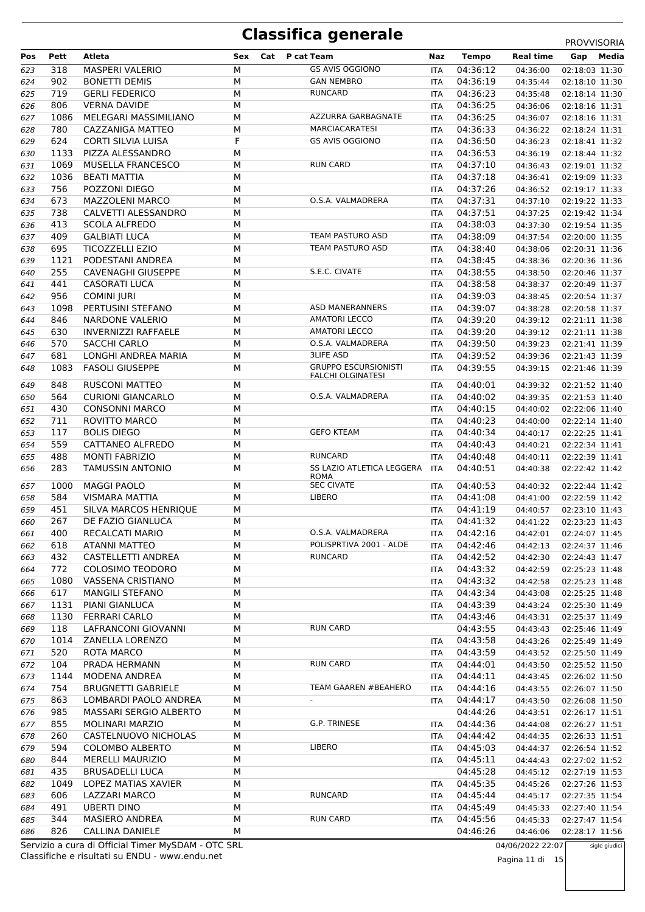# Classifica generale

PROVVISORIA

| Pos | Pett | Atleta | Sex | Cat | P cat Team | Naz | Tempo | Real time | Gap | Media |
|---|---|---|---|---|---|---|---|---|---|---|
| 623 | 318 | MASPERI VALERIO | M | | GS AVIS OGGIONO | ITA | 04:36:12 | 04:36:00 | 02:18:03 | 11:30 |
| 624 | 902 | BONETTI DEMIS | M | | GAN NEMBRO | ITA | 04:36:19 | 04:35:44 | 02:18:10 | 11:30 |
| 625 | 719 | GERLI FEDERICO | M | | RUNCARD | ITA | 04:36:23 | 04:35:48 | 02:18:14 | 11:30 |
| 626 | 806 | VERNA DAVIDE | M | | | ITA | 04:36:25 | 04:36:06 | 02:18:16 | 11:31 |
| 627 | 1086 | MELEGARI MASSIMILIANO | M | | AZZURRA GARBAGNATE | ITA | 04:36:25 | 04:36:07 | 02:18:16 | 11:31 |
| 628 | 780 | CAZZANIGA MATTEO | M | | MARCIACARATESI | ITA | 04:36:33 | 04:36:22 | 02:18:24 | 11:31 |
| 629 | 624 | CORTI SILVIA LUISA | F | | GS AVIS OGGIONO | ITA | 04:36:50 | 04:36:23 | 02:18:41 | 11:32 |
| 630 | 1133 | PIZZA ALESSANDRO | M | | | ITA | 04:36:53 | 04:36:19 | 02:18:44 | 11:32 |
| 631 | 1069 | MUSELLA FRANCESCO | M | | RUN CARD | ITA | 04:37:10 | 04:36:43 | 02:19:01 | 11:32 |
| 632 | 1036 | BEATI MATTIA | M | | | ITA | 04:37:18 | 04:36:41 | 02:19:09 | 11:33 |
| 633 | 756 | POZZONI DIEGO | M | | | ITA | 04:37:26 | 04:36:52 | 02:19:17 | 11:33 |
| 634 | 673 | MAZZOLENI MARCO | M | | O.S.A. VALMADRERA | ITA | 04:37:31 | 04:37:10 | 02:19:22 | 11:33 |
| 635 | 738 | CALVETTI ALESSANDRO | M | | | ITA | 04:37:51 | 04:37:25 | 02:19:42 | 11:34 |
| 636 | 413 | SCOLA ALFREDO | M | | | ITA | 04:38:03 | 04:37:30 | 02:19:54 | 11:35 |
| 637 | 409 | GALBIATI LUCA | M | | TEAM PASTURO ASD | ITA | 04:38:09 | 04:37:54 | 02:20:00 | 11:35 |
| 638 | 695 | TICOZZELLI EZIO | M | | TEAM PASTURO ASD | ITA | 04:38:40 | 04:38:06 | 02:20:31 | 11:36 |
| 639 | 1121 | PODESTANI ANDREA | M | | | ITA | 04:38:45 | 04:38:36 | 02:20:36 | 11:36 |
| 640 | 255 | CAVENAGHI GIUSEPPE | M | | S.E.C. CIVATE | ITA | 04:38:55 | 04:38:50 | 02:20:46 | 11:37 |
| 641 | 441 | CASORATI LUCA | M | | | ITA | 04:38:58 | 04:38:37 | 02:20:49 | 11:37 |
| 642 | 956 | COMINI JURI | M | | | ITA | 04:39:03 | 04:38:45 | 02:20:54 | 11:37 |
| 643 | 1098 | PERTUSINI STEFANO | M | | ASD MANERANNERS | ITA | 04:39:07 | 04:38:28 | 02:20:58 | 11:37 |
| 644 | 846 | NARDONE VALERIO | M | | AMATORI LECCO | ITA | 04:39:20 | 04:39:12 | 02:21:11 | 11:38 |
| 645 | 630 | INVERNIZZI RAFFAELE | M | | AMATORI LECCO | ITA | 04:39:20 | 04:39:12 | 02:21:11 | 11:38 |
| 646 | 570 | SACCHI CARLO | M | | O.S.A. VALMADRERA | ITA | 04:39:50 | 04:39:23 | 02:21:41 | 11:39 |
| 647 | 681 | LONGHI ANDREA MARIA | M | | 3LIFE ASD | ITA | 04:39:52 | 04:39:36 | 02:21:43 | 11:39 |
| 648 | 1083 | FASOLI GIUSEPPE | M | | GRUPPO ESCURSIONISTI FALCHI OLGINATESI | ITA | 04:39:55 | 04:39:15 | 02:21:46 | 11:39 |
| 649 | 848 | RUSCONI MATTEO | M | | | ITA | 04:40:01 | 04:39:32 | 02:21:52 | 11:40 |
| 650 | 564 | CURIONI GIANCARLO | M | | O.S.A. VALMADRERA | ITA | 04:40:02 | 04:39:35 | 02:21:53 | 11:40 |
| 651 | 430 | CONSONNI MARCO | M | | | ITA | 04:40:15 | 04:40:02 | 02:22:06 | 11:40 |
| 652 | 711 | ROVITTO MARCO | M | | | ITA | 04:40:23 | 04:40:00 | 02:22:14 | 11:40 |
| 653 | 117 | BOLIS DIEGO | M | | GEFO KTEAM | ITA | 04:40:34 | 04:40:17 | 02:22:25 | 11:41 |
| 654 | 559 | CATTANEO ALFREDO | M | | | ITA | 04:40:43 | 04:40:21 | 02:22:34 | 11:41 |
| 655 | 488 | MONTI FABRIZIO | M | | RUNCARD | ITA | 04:40:48 | 04:40:11 | 02:22:39 | 11:41 |
| 656 | 283 | TAMUSSIN ANTONIO | M | | SS LAZIO ATLETICA LEGGERA ROMA | ITA | 04:40:51 | 04:40:38 | 02:22:42 | 11:42 |
| 657 | 1000 | MAGGI PAOLO | M | | SEC CIVATE | ITA | 04:40:53 | 04:40:32 | 02:22:44 | 11:42 |
| 658 | 584 | VISMARA MATTIA | M | | LIBERO | ITA | 04:41:08 | 04:41:00 | 02:22:59 | 11:42 |
| 659 | 451 | SILVA MARCOS HENRIQUE | M | | | ITA | 04:41:19 | 04:40:57 | 02:23:10 | 11:43 |
| 660 | 267 | DE FAZIO GIANLUCA | M | | | ITA | 04:41:32 | 04:41:22 | 02:23:23 | 11:43 |
| 661 | 400 | RECALCATI MARIO | M | | O.S.A. VALMADRERA | ITA | 04:42:16 | 04:42:01 | 02:24:07 | 11:45 |
| 662 | 618 | ATANNI MATTEO | M | | POLISPRTIVA 2001 - ALDE | ITA | 04:42:46 | 04:42:13 | 02:24:37 | 11:46 |
| 663 | 432 | CASTELLETTI ANDREA | M | | RUNCARD | ITA | 04:42:52 | 04:42:30 | 02:24:43 | 11:47 |
| 664 | 772 | COLOSIMO TEODORO | M | | | ITA | 04:43:32 | 04:42:59 | 02:25:23 | 11:48 |
| 665 | 1080 | VASSENA CRISTIANO | M | | | ITA | 04:43:32 | 04:42:58 | 02:25:23 | 11:48 |
| 666 | 617 | MANGILI STEFANO | M | | | ITA | 04:43:34 | 04:43:08 | 02:25:25 | 11:48 |
| 667 | 1131 | PIANI GIANLUCA | M | | | ITA | 04:43:39 | 04:43:24 | 02:25:30 | 11:49 |
| 668 | 1130 | FERRARI CARLO | M | | | ITA | 04:43:46 | 04:43:31 | 02:25:37 | 11:49 |
| 669 | 118 | LAFRANCONI GIOVANNI | M | | RUN CARD | | 04:43:55 | 04:43:43 | 02:25:46 | 11:49 |
| 670 | 1014 | ZANELLA LORENZO | M | | | ITA | 04:43:58 | 04:43:26 | 02:25:49 | 11:49 |
| 671 | 520 | ROTA MARCO | M | | | ITA | 04:43:59 | 04:43:52 | 02:25:50 | 11:49 |
| 672 | 104 | PRADA HERMANN | M | | RUN CARD | ITA | 04:44:01 | 04:43:50 | 02:25:52 | 11:50 |
| 673 | 1144 | MODENA ANDREA | M | | | ITA | 04:44:11 | 04:43:45 | 02:26:02 | 11:50 |
| 674 | 754 | BRUGNETTI GABRIELE | M | | TEAM GAAREN #BEAHERO | ITA | 04:44:16 | 04:43:55 | 02:26:07 | 11:50 |
| 675 | 863 | LOMBARDI PAOLO ANDREA | M | | - | ITA | 04:44:17 | 04:43:50 | 02:26:08 | 11:50 |
| 676 | 985 | MASSARI SERGIO ALBERTO | M | | | | 04:44:26 | 04:43:51 | 02:26:17 | 11:51 |
| 677 | 855 | MOLINARI MARZIO | M | | G.P. TRINESE | ITA | 04:44:36 | 04:44:08 | 02:26:27 | 11:51 |
| 678 | 260 | CASTELNUOVO NICHOLAS | M | | | ITA | 04:44:42 | 04:44:35 | 02:26:33 | 11:51 |
| 679 | 594 | COLOMBO ALBERTO | M | | LIBERO | ITA | 04:45:03 | 04:44:37 | 02:26:54 | 11:52 |
| 680 | 844 | MERELLI MAURIZIO | M | | | ITA | 04:45:11 | 04:44:43 | 02:27:02 | 11:52 |
| 681 | 435 | BRUSADELLI LUCA | M | | | | 04:45:28 | 04:45:12 | 02:27:19 | 11:53 |
| 682 | 1049 | LOPEZ MATIAS XAVIER | M | | | ITA | 04:45:35 | 04:45:26 | 02:27:26 | 11:53 |
| 683 | 606 | LAZZARI MARCO | M | | RUNCARD | ITA | 04:45:44 | 04:45:17 | 02:27:35 | 11:54 |
| 684 | 491 | UBERTI DINO | M | | | ITA | 04:45:49 | 04:45:33 | 02:27:40 | 11:54 |
| 685 | 344 | MASIERO ANDREA | M | | RUN CARD | ITA | 04:45:56 | 04:45:33 | 02:27:47 | 11:54 |
| 686 | 826 | CALLINA DANIELE | M | | | | 04:46:26 | 04:46:06 | 02:28:17 | 11:56 |

Servizio a cura di Official Timer MySDAM - OTC SRL
Classifiche e risultati su ENDU - www.endu.net

04/06/2022 22:07

sigle giudici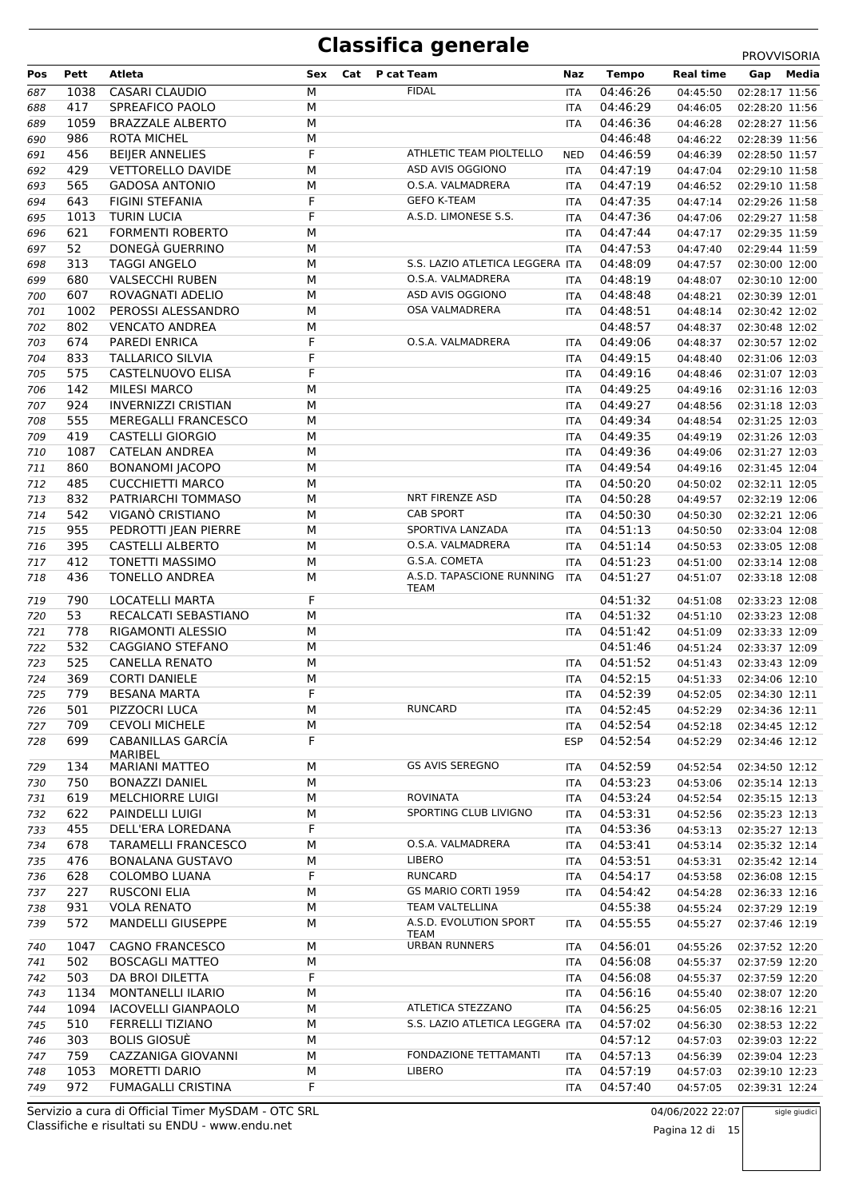# Classifica generale

PROVVISORIA

| Pos | Pett | Atleta | Sex | Cat | P cat Team | Naz | Tempo | Real time | Gap | Media |
|---|---|---|---|---|---|---|---|---|---|---|
| 687 | 1038 | CASARI CLAUDIO | M | | FIDAL | ITA | 04:46:26 | 04:45:50 | 02:28:17 | 11:56 |
| 688 | 417 | SPREAFICO PAOLO | M | | | ITA | 04:46:29 | 04:46:05 | 02:28:20 | 11:56 |
| 689 | 1059 | BRAZZALE ALBERTO | M | | | ITA | 04:46:36 | 04:46:28 | 02:28:27 | 11:56 |
| 690 | 986 | ROTA MICHEL | M | | | | 04:46:48 | 04:46:22 | 02:28:39 | 11:56 |
| 691 | 456 | BEIJER ANNELIES | F | | ATHLETIC TEAM PIOLTELLO | NED | 04:46:59 | 04:46:39 | 02:28:50 | 11:57 |
| 692 | 429 | VETTORELLO DAVIDE | M | | ASD AVIS OGGIONO | ITA | 04:47:19 | 04:47:04 | 02:29:10 | 11:58 |
| 693 | 565 | GADOSA ANTONIO | M | | O.S.A. VALMADRERA | ITA | 04:47:19 | 04:46:52 | 02:29:10 | 11:58 |
| 694 | 643 | FIGINI STEFANIA | F | | GEFO K-TEAM | ITA | 04:47:35 | 04:47:14 | 02:29:26 | 11:58 |
| 695 | 1013 | TURIN LUCIA | F | | A.S.D. LIMONESE S.S. | ITA | 04:47:36 | 04:47:06 | 02:29:27 | 11:58 |
| 696 | 621 | FORMENTI ROBERTO | M | | | ITA | 04:47:44 | 04:47:17 | 02:29:35 | 11:59 |
| 697 | 52 | DONEGÀ GUERRINO | M | | | ITA | 04:47:53 | 04:47:40 | 02:29:44 | 11:59 |
| 698 | 313 | TAGGI ANGELO | M | | S.S. LAZIO ATLETICA LEGGERA | ITA | 04:48:09 | 04:47:57 | 02:30:00 | 12:00 |
| 699 | 680 | VALSECCHI RUBEN | M | | O.S.A. VALMADRERA | ITA | 04:48:19 | 04:48:07 | 02:30:10 | 12:00 |
| 700 | 607 | ROVAGNATI ADELIO | M | | ASD AVIS OGGIONO | ITA | 04:48:48 | 04:48:21 | 02:30:39 | 12:01 |
| 701 | 1002 | PEROSSI ALESSANDRO | M | | OSA VALMADRERA | ITA | 04:48:51 | 04:48:14 | 02:30:42 | 12:02 |
| 702 | 802 | VENCATO ANDREA | M | | | | 04:48:57 | 04:48:37 | 02:30:48 | 12:02 |
| 703 | 674 | PAREDI ENRICA | F | | O.S.A. VALMADRERA | ITA | 04:49:06 | 04:48:37 | 02:30:57 | 12:02 |
| 704 | 833 | TALLARICO SILVIA | F | | | ITA | 04:49:15 | 04:48:40 | 02:31:06 | 12:03 |
| 705 | 575 | CASTELNUOVO ELISA | F | | | ITA | 04:49:16 | 04:48:46 | 02:31:07 | 12:03 |
| 706 | 142 | MILESI MARCO | M | | | ITA | 04:49:25 | 04:49:16 | 02:31:16 | 12:03 |
| 707 | 924 | INVERNIZZI CRISTIAN | M | | | ITA | 04:49:27 | 04:48:56 | 02:31:18 | 12:03 |
| 708 | 555 | MEREGALLI FRANCESCO | M | | | ITA | 04:49:34 | 04:48:54 | 02:31:25 | 12:03 |
| 709 | 419 | CASTELLI GIORGIO | M | | | ITA | 04:49:35 | 04:49:19 | 02:31:26 | 12:03 |
| 710 | 1087 | CATELAN ANDREA | M | | | ITA | 04:49:36 | 04:49:06 | 02:31:27 | 12:03 |
| 711 | 860 | BONANOMI JACOPO | M | | | ITA | 04:49:54 | 04:49:16 | 02:31:45 | 12:04 |
| 712 | 485 | CUCCHIETTI MARCO | M | | | ITA | 04:50:20 | 04:50:02 | 02:32:11 | 12:05 |
| 713 | 832 | PATRIARCHI TOMMASO | M | | NRT FIRENZE ASD | ITA | 04:50:28 | 04:49:57 | 02:32:19 | 12:06 |
| 714 | 542 | VIGANÒ CRISTIANO | M | | CAB SPORT | ITA | 04:50:30 | 04:50:30 | 02:32:21 | 12:06 |
| 715 | 955 | PEDROTTI JEAN PIERRE | M | | SPORTIVA LANZADA | ITA | 04:51:13 | 04:50:50 | 02:33:04 | 12:08 |
| 716 | 395 | CASTELLI ALBERTO | M | | O.S.A. VALMADRERA | ITA | 04:51:14 | 04:50:53 | 02:33:05 | 12:08 |
| 717 | 412 | TONETTI MASSIMO | M | | G.S.A. COMETA | ITA | 04:51:23 | 04:51:00 | 02:33:14 | 12:08 |
| 718 | 436 | TONELLO ANDREA | M | | A.S.D. TAPASCIONE RUNNING TEAM | ITA | 04:51:27 | 04:51:07 | 02:33:18 | 12:08 |
| 719 | 790 | LOCATELLI MARTA | F | | | | 04:51:32 | 04:51:08 | 02:33:23 | 12:08 |
| 720 | 53 | RECALCATI SEBASTIANO | M | | | ITA | 04:51:32 | 04:51:10 | 02:33:23 | 12:08 |
| 721 | 778 | RIGAMONTI ALESSIO | M | | | ITA | 04:51:42 | 04:51:09 | 02:33:33 | 12:09 |
| 722 | 532 | CAGGIANO STEFANO | M | | | | 04:51:46 | 04:51:24 | 02:33:37 | 12:09 |
| 723 | 525 | CANELLA RENATO | M | | | ITA | 04:51:52 | 04:51:43 | 02:33:43 | 12:09 |
| 724 | 369 | CORTI DANIELE | M | | | ITA | 04:52:15 | 04:51:33 | 02:34:06 | 12:10 |
| 725 | 779 | BESANA MARTA | F | | | ITA | 04:52:39 | 04:52:05 | 02:34:30 | 12:11 |
| 726 | 501 | PIZZOCRI LUCA | M | | RUNCARD | ITA | 04:52:45 | 04:52:29 | 02:34:36 | 12:11 |
| 727 | 709 | CEVOLI MICHELE | M | | | ITA | 04:52:54 | 04:52:18 | 02:34:45 | 12:12 |
| 728 | 699 | CABANILLAS GARCÍA MARIBEL | F | | | ESP | 04:52:54 | 04:52:29 | 02:34:46 | 12:12 |
| 729 | 134 | MARIANI MATTEO | M | | GS AVIS SEREGNO | ITA | 04:52:59 | 04:52:54 | 02:34:50 | 12:12 |
| 730 | 750 | BONAZZI DANIEL | M | | | ITA | 04:53:23 | 04:53:06 | 02:35:14 | 12:13 |
| 731 | 619 | MELCHIORRE LUIGI | M | | ROVINATA | ITA | 04:53:24 | 04:52:54 | 02:35:15 | 12:13 |
| 732 | 622 | PAINDELLI LUIGI | M | | SPORTING CLUB LIVIGNO | ITA | 04:53:31 | 04:52:56 | 02:35:23 | 12:13 |
| 733 | 455 | DELL'ERA LOREDANA | F | | | ITA | 04:53:36 | 04:53:13 | 02:35:27 | 12:13 |
| 734 | 678 | TARAMELLI FRANCESCO | M | | O.S.A. VALMADRERA | ITA | 04:53:41 | 04:53:14 | 02:35:32 | 12:14 |
| 735 | 476 | BONALANA GUSTAVO | M | | LIBERO | ITA | 04:53:51 | 04:53:31 | 02:35:42 | 12:14 |
| 736 | 628 | COLOMBO LUANA | F | | RUNCARD | ITA | 04:54:17 | 04:53:58 | 02:36:08 | 12:15 |
| 737 | 227 | RUSCONI ELIA | M | | GS MARIO CORTI 1959 | ITA | 04:54:42 | 04:54:28 | 02:36:33 | 12:16 |
| 738 | 931 | VOLA RENATO | M | | TEAM VALTELLINA | | 04:55:38 | 04:55:24 | 02:37:29 | 12:19 |
| 739 | 572 | MANDELLI GIUSEPPE | M | | A.S.D. EVOLUTION SPORT TEAM | ITA | 04:55:55 | 04:55:27 | 02:37:46 | 12:19 |
| 740 | 1047 | CAGNO FRANCESCO | M | | URBAN RUNNERS | ITA | 04:56:01 | 04:55:26 | 02:37:52 | 12:20 |
| 741 | 502 | BOSCAGLI MATTEO | M | | | ITA | 04:56:08 | 04:55:37 | 02:37:59 | 12:20 |
| 742 | 503 | DA BROI DILETTA | F | | | ITA | 04:56:08 | 04:55:37 | 02:37:59 | 12:20 |
| 743 | 1134 | MONTANELLI ILARIO | M | | | ITA | 04:56:16 | 04:55:40 | 02:38:07 | 12:20 |
| 744 | 1094 | IACOVELLI GIANPAOLO | M | | ATLETICA STEZZANO | ITA | 04:56:25 | 04:56:05 | 02:38:16 | 12:21 |
| 745 | 510 | FERRELLI TIZIANO | M | | S.S. LAZIO ATLETICA LEGGERA | ITA | 04:57:02 | 04:56:30 | 02:38:53 | 12:22 |
| 746 | 303 | BOLIS GIOSUÈ | M | | | | 04:57:12 | 04:57:03 | 02:39:03 | 12:22 |
| 747 | 759 | CAZZANIGA GIOVANNI | M | | FONDAZIONE TETTAMANTI | ITA | 04:57:13 | 04:56:39 | 02:39:04 | 12:23 |
| 748 | 1053 | MORETTI DARIO | M | | LIBERO | ITA | 04:57:19 | 04:57:03 | 02:39:10 | 12:23 |
| 749 | 972 | FUMAGALLI CRISTINA | F | | | ITA | 04:57:40 | 04:57:05 | 02:39:31 | 12:24 |

Servizio a cura di Official Timer MySDAM - OTC SRL
Classifiche e risultati su ENDU - www.endu.net

04/06/2022 22:07

sigle giudici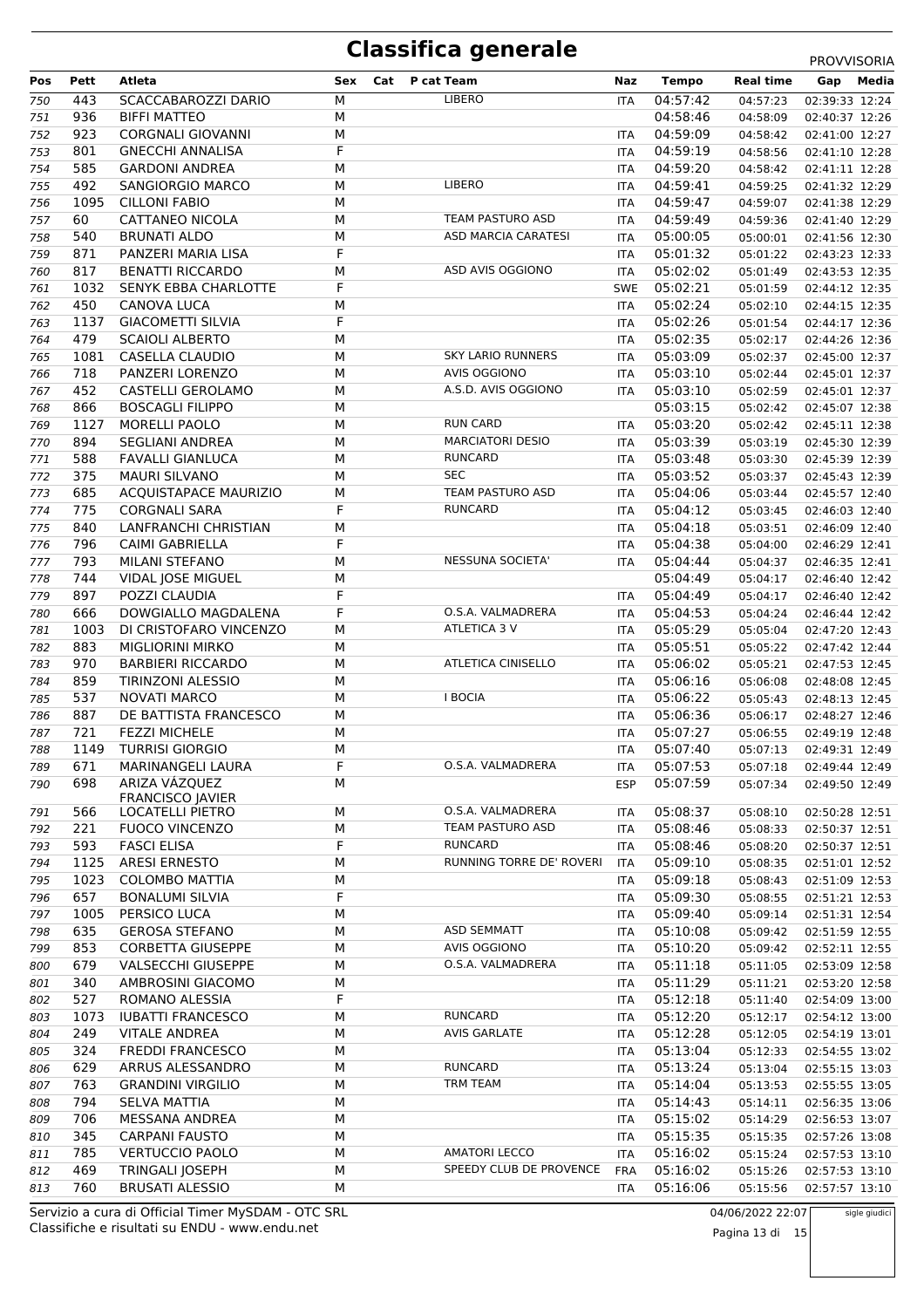# Classifica generale

PROVVISORIA

| Pos | Pett | Atleta | Sex | Cat | P cat | Team | Naz | Tempo | Real time | Gap | Media |
|---|---|---|---|---|---|---|---|---|---|---|---|
| 750 | 443 | SCACCABAROZZI DARIO | M | | | LIBERO | ITA | 04:57:42 | 04:57:23 | 02:39:33 | 12:24 |
| 751 | 936 | BIFFI MATTEO | M | | | | | 04:58:46 | 04:58:09 | 02:40:37 | 12:26 |
| 752 | 923 | CORGNALI GIOVANNI | M | | | | ITA | 04:59:09 | 04:58:42 | 02:41:00 | 12:27 |
| 753 | 801 | GNECCHI ANNALISA | F | | | | ITA | 04:59:19 | 04:58:56 | 02:41:10 | 12:28 |
| 754 | 585 | GARDONI ANDREA | M | | | | ITA | 04:59:20 | 04:58:42 | 02:41:11 | 12:28 |
| 755 | 492 | SANGIORGIO MARCO | M | | | LIBERO | ITA | 04:59:41 | 04:59:25 | 02:41:32 | 12:29 |
| 756 | 1095 | CILLONI FABIO | M | | | | ITA | 04:59:47 | 04:59:07 | 02:41:38 | 12:29 |
| 757 | 60 | CATTANEO NICOLA | M | | | TEAM PASTURO ASD | ITA | 04:59:49 | 04:59:36 | 02:41:40 | 12:29 |
| 758 | 540 | BRUNATI ALDO | M | | | ASD MARCIA CARATESI | ITA | 05:00:05 | 05:00:01 | 02:41:56 | 12:30 |
| 759 | 871 | PANZERI MARIA LISA | F | | | | ITA | 05:01:32 | 05:01:22 | 02:43:23 | 12:33 |
| 760 | 817 | BENATTI RICCARDO | M | | | ASD AVIS OGGIONO | ITA | 05:02:02 | 05:01:49 | 02:43:53 | 12:35 |
| 761 | 1032 | SENYK EBBA CHARLOTTE | F | | | | SWE | 05:02:21 | 05:01:59 | 02:44:12 | 12:35 |
| 762 | 450 | CANOVA LUCA | M | | | | ITA | 05:02:24 | 05:02:10 | 02:44:15 | 12:35 |
| 763 | 1137 | GIACOMETTI SILVIA | F | | | | ITA | 05:02:26 | 05:01:54 | 02:44:17 | 12:36 |
| 764 | 479 | SCAIOLI ALBERTO | M | | | | ITA | 05:02:35 | 05:02:17 | 02:44:26 | 12:36 |
| 765 | 1081 | CASELLA CLAUDIO | M | | | SKY LARIO RUNNERS | ITA | 05:03:09 | 05:02:37 | 02:45:00 | 12:37 |
| 766 | 718 | PANZERI LORENZO | M | | | AVIS OGGIONO | ITA | 05:03:10 | 05:02:44 | 02:45:01 | 12:37 |
| 767 | 452 | CASTELLI GEROLAMO | M | | | A.S.D. AVIS OGGIONO | ITA | 05:03:10 | 05:02:59 | 02:45:01 | 12:37 |
| 768 | 866 | BOSCAGLI FILIPPO | M | | | | | 05:03:15 | 05:02:42 | 02:45:07 | 12:38 |
| 769 | 1127 | MORELLI PAOLO | M | | | RUN CARD | ITA | 05:03:20 | 05:02:42 | 02:45:11 | 12:38 |
| 770 | 894 | SEGLIANI ANDREA | M | | | MARCIATORI DESIO | ITA | 05:03:39 | 05:03:19 | 02:45:30 | 12:39 |
| 771 | 588 | FAVALLI GIANLUCA | M | | | RUNCARD | ITA | 05:03:48 | 05:03:30 | 02:45:39 | 12:39 |
| 772 | 375 | MAURI SILVANO | M | | | SEC | ITA | 05:03:52 | 05:03:37 | 02:45:43 | 12:39 |
| 773 | 685 | ACQUISTAPACE MAURIZIO | M | | | TEAM PASTURO ASD | ITA | 05:04:06 | 05:03:44 | 02:45:57 | 12:40 |
| 774 | 775 | CORGNALI SARA | F | | | RUNCARD | ITA | 05:04:12 | 05:03:45 | 02:46:03 | 12:40 |
| 775 | 840 | LANFRANCHI CHRISTIAN | M | | | | ITA | 05:04:18 | 05:03:51 | 02:46:09 | 12:40 |
| 776 | 796 | CAIMI GABRIELLA | F | | | | ITA | 05:04:38 | 05:04:00 | 02:46:29 | 12:41 |
| 777 | 793 | MILANI STEFANO | M | | | NESSUNA SOCIETA' | ITA | 05:04:44 | 05:04:37 | 02:46:35 | 12:41 |
| 778 | 744 | VIDAL JOSE MIGUEL | M | | | | | 05:04:49 | 05:04:17 | 02:46:40 | 12:42 |
| 779 | 897 | POZZI CLAUDIA | F | | | | ITA | 05:04:49 | 05:04:17 | 02:46:40 | 12:42 |
| 780 | 666 | DOWGIALLO MAGDALENA | F | | | O.S.A. VALMADRERA | ITA | 05:04:53 | 05:04:24 | 02:46:44 | 12:42 |
| 781 | 1003 | DI CRISTOFARO VINCENZO | M | | | ATLETICA 3 V | ITA | 05:05:29 | 05:05:04 | 02:47:20 | 12:43 |
| 782 | 883 | MIGLIORINI MIRKO | M | | | | ITA | 05:05:51 | 05:05:22 | 02:47:42 | 12:44 |
| 783 | 970 | BARBIERI RICCARDO | M | | | ATLETICA CINISELLO | ITA | 05:06:02 | 05:05:21 | 02:47:53 | 12:45 |
| 784 | 859 | TIRINZONI ALESSIO | M | | | | ITA | 05:06:16 | 05:06:08 | 02:48:08 | 12:45 |
| 785 | 537 | NOVATI MARCO | M | | | I BOCIA | ITA | 05:06:22 | 05:05:43 | 02:48:13 | 12:45 |
| 786 | 887 | DE BATTISTA FRANCESCO | M | | | | ITA | 05:06:36 | 05:06:17 | 02:48:27 | 12:46 |
| 787 | 721 | FEZZI MICHELE | M | | | | ITA | 05:07:27 | 05:06:55 | 02:49:19 | 12:48 |
| 788 | 1149 | TURRISI GIORGIO | M | | | | ITA | 05:07:40 | 05:07:13 | 02:49:31 | 12:49 |
| 789 | 671 | MARINANGELI LAURA | F | | | O.S.A. VALMADRERA | ITA | 05:07:53 | 05:07:18 | 02:49:44 | 12:49 |
| 790 | 698 | ARIZA VÁZQUEZ FRANCISCO JAVIER | M | | | | ESP | 05:07:59 | 05:07:34 | 02:49:50 | 12:49 |
| 791 | 566 | LOCATELLI PIETRO | M | | | O.S.A. VALMADRERA | ITA | 05:08:37 | 05:08:10 | 02:50:28 | 12:51 |
| 792 | 221 | FUOCO VINCENZO | M | | | TEAM PASTURO ASD | ITA | 05:08:46 | 05:08:33 | 02:50:37 | 12:51 |
| 793 | 593 | FASCI ELISA | F | | | RUNCARD | ITA | 05:08:46 | 05:08:20 | 02:50:37 | 12:51 |
| 794 | 1125 | ARESI ERNESTO | M | | | RUNNING TORRE DE' ROVERI | ITA | 05:09:10 | 05:08:35 | 02:51:01 | 12:52 |
| 795 | 1023 | COLOMBO MATTIA | M | | | | ITA | 05:09:18 | 05:08:43 | 02:51:09 | 12:53 |
| 796 | 657 | BONALUMI SILVIA | F | | | | ITA | 05:09:30 | 05:08:55 | 02:51:21 | 12:53 |
| 797 | 1005 | PERSICO LUCA | M | | | | ITA | 05:09:40 | 05:09:14 | 02:51:31 | 12:54 |
| 798 | 635 | GEROSA STEFANO | M | | | ASD SEMMATT | ITA | 05:10:08 | 05:09:42 | 02:51:59 | 12:55 |
| 799 | 853 | CORBETTA GIUSEPPE | M | | | AVIS OGGIONO | ITA | 05:10:20 | 05:09:42 | 02:52:11 | 12:55 |
| 800 | 679 | VALSECCHI GIUSEPPE | M | | | O.S.A. VALMADRERA | ITA | 05:11:18 | 05:11:05 | 02:53:09 | 12:58 |
| 801 | 340 | AMBROSINI GIACOMO | M | | | | ITA | 05:11:29 | 05:11:21 | 02:53:20 | 12:58 |
| 802 | 527 | ROMANO ALESSIA | F | | | | ITA | 05:12:18 | 05:11:40 | 02:54:09 | 13:00 |
| 803 | 1073 | IUBATTI FRANCESCO | M | | | RUNCARD | ITA | 05:12:20 | 05:12:17 | 02:54:12 | 13:00 |
| 804 | 249 | VITALE ANDREA | M | | | AVIS GARLATE | ITA | 05:12:28 | 05:12:05 | 02:54:19 | 13:01 |
| 805 | 324 | FREDDI FRANCESCO | M | | | | ITA | 05:13:04 | 05:12:33 | 02:54:55 | 13:02 |
| 806 | 629 | ARRUS ALESSANDRO | M | | | RUNCARD | ITA | 05:13:24 | 05:13:04 | 02:55:15 | 13:03 |
| 807 | 763 | GRANDINI VIRGILIO | M | | | TRM TEAM | ITA | 05:14:04 | 05:13:53 | 02:55:55 | 13:05 |
| 808 | 794 | SELVA MATTIA | M | | | | ITA | 05:14:43 | 05:14:11 | 02:56:35 | 13:06 |
| 809 | 706 | MESSANA ANDREA | M | | | | ITA | 05:15:02 | 05:14:29 | 02:56:53 | 13:07 |
| 810 | 345 | CARPANI FAUSTO | M | | | | ITA | 05:15:35 | 05:15:35 | 02:57:26 | 13:08 |
| 811 | 785 | VERTUCCIO PAOLO | M | | | AMATORI LECCO | ITA | 05:16:02 | 05:15:24 | 02:57:53 | 13:10 |
| 812 | 469 | TRINGALI JOSEPH | M | | | SPEEDY CLUB DE PROVENCE | FRA | 05:16:02 | 05:15:26 | 02:57:53 | 13:10 |
| 813 | 760 | BRUSATI ALESSIO | M | | | | ITA | 05:16:06 | 05:15:56 | 02:57:57 | 13:10 |

Servizio a cura di Official Timer MySDAM - OTC SRL
Classifiche e risultati su ENDU - www.endu.net

04/06/2022 22:07

sigle giudici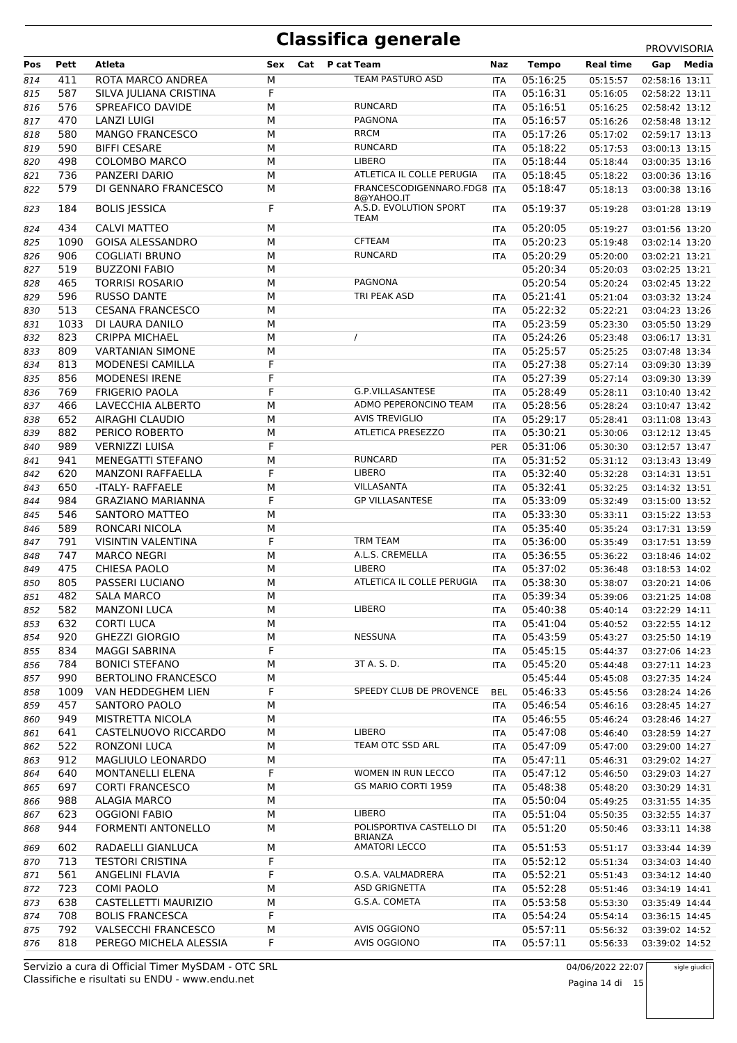# Classifica generale

PROVVISORIA

| Pos | Pett | Atleta | Sex | Cat | P cat | Team | Naz | Tempo | Real time | Gap | Media |
|---|---|---|---|---|---|---|---|---|---|---|---|
| 814 | 411 | ROTA MARCO ANDREA | M | | | TEAM PASTURO ASD | ITA | 05:16:25 | 05:15:57 | 02:58:16 | 13:11 |
| 815 | 587 | SILVA JULIANA CRISTINA | F | | | | ITA | 05:16:31 | 05:16:05 | 02:58:22 | 13:11 |
| 816 | 576 | SPREAFICO DAVIDE | M | | | RUNCARD | ITA | 05:16:51 | 05:16:25 | 02:58:42 | 13:12 |
| 817 | 470 | LANZI LUIGI | M | | | PAGNONA | ITA | 05:16:57 | 05:16:26 | 02:58:48 | 13:12 |
| 818 | 580 | MANGO FRANCESCO | M | | | RRCM | ITA | 05:17:26 | 05:17:02 | 02:59:17 | 13:13 |
| 819 | 590 | BIFFI CESARE | M | | | RUNCARD | ITA | 05:18:22 | 05:17:53 | 03:00:13 | 13:15 |
| 820 | 498 | COLOMBO MARCO | M | | | LIBERO | ITA | 05:18:44 | 05:18:44 | 03:00:35 | 13:16 |
| 821 | 736 | PANZERI DARIO | M | | | ATLETICA IL COLLE PERUGIA | ITA | 05:18:45 | 05:18:22 | 03:00:36 | 13:16 |
| 822 | 579 | DI GENNARO FRANCESCO | M | | | FRANCESCODIGENNARO.FDG88@YAHOO.IT | ITA | 05:18:47 | 05:18:13 | 03:00:38 | 13:16 |
| 823 | 184 | BOLIS JESSICA | F | | | A.S.D. EVOLUTION SPORT TEAM | ITA | 05:19:37 | 05:19:28 | 03:01:28 | 13:19 |
| 824 | 434 | CALVI MATTEO | M | | | | ITA | 05:20:05 | 05:19:27 | 03:01:56 | 13:20 |
| 825 | 1090 | GOISA ALESSANDRO | M | | | CFTEAM | ITA | 05:20:23 | 05:19:48 | 03:02:14 | 13:20 |
| 826 | 906 | COGLIATI BRUNO | M | | | RUNCARD | ITA | 05:20:29 | 05:20:00 | 03:02:21 | 13:21 |
| 827 | 519 | BUZZONI FABIO | M | | | | | 05:20:34 | 05:20:03 | 03:02:25 | 13:21 |
| 828 | 465 | TORRISI ROSARIO | M | | | PAGNONA | | 05:20:54 | 05:20:24 | 03:02:45 | 13:22 |
| 829 | 596 | RUSSO DANTE | M | | | TRI PEAK ASD | ITA | 05:21:41 | 05:21:04 | 03:03:32 | 13:24 |
| 830 | 513 | CESANA FRANCESCO | M | | | | ITA | 05:22:32 | 05:22:21 | 03:04:23 | 13:26 |
| 831 | 1033 | DI LAURA DANILO | M | | | | ITA | 05:23:59 | 05:23:30 | 03:05:50 | 13:29 |
| 832 | 823 | CRIPPA MICHAEL | M | | | / | ITA | 05:24:26 | 05:23:48 | 03:06:17 | 13:31 |
| 833 | 809 | VARTANIAN SIMONE | M | | | | ITA | 05:25:57 | 05:25:25 | 03:07:48 | 13:34 |
| 834 | 813 | MODENESI CAMILLA | F | | | | ITA | 05:27:38 | 05:27:14 | 03:09:30 | 13:39 |
| 835 | 856 | MODENESI IRENE | F | | | | ITA | 05:27:39 | 05:27:14 | 03:09:30 | 13:39 |
| 836 | 769 | FRIGERIO PAOLA | F | | | G.P.VILLASANTESE | ITA | 05:28:49 | 05:28:11 | 03:10:40 | 13:42 |
| 837 | 466 | LAVECCHIA ALBERTO | M | | | ADMO PEPERONCINO TEAM | ITA | 05:28:56 | 05:28:24 | 03:10:47 | 13:42 |
| 838 | 652 | AIRAGHI CLAUDIO | M | | | AVIS TREVIGLIO | ITA | 05:29:17 | 05:28:41 | 03:11:08 | 13:43 |
| 839 | 882 | PERICO ROBERTO | M | | | ATLETICA PRESEZZO | ITA | 05:30:21 | 05:30:06 | 03:12:12 | 13:45 |
| 840 | 989 | VERNIZZI LUISA | F | | | | PER | 05:31:06 | 05:30:30 | 03:12:57 | 13:47 |
| 841 | 941 | MENEGATTI STEFANO | M | | | RUNCARD | ITA | 05:31:52 | 05:31:12 | 03:13:43 | 13:49 |
| 842 | 620 | MANZONI RAFFAELLA | F | | | LIBERO | ITA | 05:32:40 | 05:32:28 | 03:14:31 | 13:51 |
| 843 | 650 | -ITALY- RAFFAELE | M | | | VILLASANTA | ITA | 05:32:41 | 05:32:25 | 03:14:32 | 13:51 |
| 844 | 984 | GRAZIANO MARIANNA | F | | | GP VILLASANTESE | ITA | 05:33:09 | 05:32:49 | 03:15:00 | 13:52 |
| 845 | 546 | SANTORO MATTEO | M | | | | ITA | 05:33:30 | 05:33:11 | 03:15:22 | 13:53 |
| 846 | 589 | RONCARI NICOLA | M | | | | ITA | 05:35:40 | 05:35:24 | 03:17:31 | 13:59 |
| 847 | 791 | VISINTIN VALENTINA | F | | | TRM TEAM | ITA | 05:36:00 | 05:35:49 | 03:17:51 | 13:59 |
| 848 | 747 | MARCO NEGRI | M | | | A.L.S. CREMELLA | ITA | 05:36:55 | 05:36:22 | 03:18:46 | 14:02 |
| 849 | 475 | CHIESA PAOLO | M | | | LIBERO | ITA | 05:37:02 | 05:36:48 | 03:18:53 | 14:02 |
| 850 | 805 | PASSERI LUCIANO | M | | | ATLETICA IL COLLE PERUGIA | ITA | 05:38:30 | 05:38:07 | 03:20:21 | 14:06 |
| 851 | 482 | SALA MARCO | M | | | | ITA | 05:39:34 | 05:39:06 | 03:21:25 | 14:08 |
| 852 | 582 | MANZONI LUCA | M | | | LIBERO | ITA | 05:40:38 | 05:40:14 | 03:22:29 | 14:11 |
| 853 | 632 | CORTI LUCA | M | | | | ITA | 05:41:04 | 05:40:52 | 03:22:55 | 14:12 |
| 854 | 920 | GHEZZI GIORGIO | M | | | NESSUNA | ITA | 05:43:59 | 05:43:27 | 03:25:50 | 14:19 |
| 855 | 834 | MAGGI SABRINA | F | | | | ITA | 05:45:15 | 05:44:37 | 03:27:06 | 14:23 |
| 856 | 784 | BONICI STEFANO | M | | | 3T A. S. D. | ITA | 05:45:20 | 05:44:48 | 03:27:11 | 14:23 |
| 857 | 990 | BERTOLINO FRANCESCO | M | | | | | 05:45:44 | 05:45:08 | 03:27:35 | 14:24 |
| 858 | 1009 | VAN HEDDEGHEM LIEN | F | | | SPEEDY CLUB DE PROVENCE | BEL | 05:46:33 | 05:45:56 | 03:28:24 | 14:26 |
| 859 | 457 | SANTORO PAOLO | M | | | | ITA | 05:46:54 | 05:46:16 | 03:28:45 | 14:27 |
| 860 | 949 | MISTRETTA NICOLA | M | | | | ITA | 05:46:55 | 05:46:24 | 03:28:46 | 14:27 |
| 861 | 641 | CASTELNUOVO RICCARDO | M | | | LIBERO | ITA | 05:47:08 | 05:46:40 | 03:28:59 | 14:27 |
| 862 | 522 | RONZONI LUCA | M | | | TEAM OTC SSD ARL | ITA | 05:47:09 | 05:47:00 | 03:29:00 | 14:27 |
| 863 | 912 | MAGLIULO LEONARDO | M | | | | ITA | 05:47:11 | 05:46:31 | 03:29:02 | 14:27 |
| 864 | 640 | MONTANELLI ELENA | F | | | WOMEN IN RUN LECCO | ITA | 05:47:12 | 05:46:50 | 03:29:03 | 14:27 |
| 865 | 697 | CORTI FRANCESCO | M | | | GS MARIO CORTI 1959 | ITA | 05:48:38 | 05:48:20 | 03:30:29 | 14:31 |
| 866 | 988 | ALAGIA MARCO | M | | | | ITA | 05:50:04 | 05:49:25 | 03:31:55 | 14:35 |
| 867 | 623 | OGGIONI FABIO | M | | | LIBERO | ITA | 05:51:04 | 05:50:35 | 03:32:55 | 14:37 |
| 868 | 944 | FORMENTI ANTONELLO | M | | | POLISPORTIVA CASTELLO DI BRIANZA | ITA | 05:51:20 | 05:50:46 | 03:33:11 | 14:38 |
| 869 | 602 | RADAELLI GIANLUCA | M | | | AMATORI LECCO | ITA | 05:51:53 | 05:51:17 | 03:33:44 | 14:39 |
| 870 | 713 | TESTORI CRISTINA | F | | | | ITA | 05:52:12 | 05:51:34 | 03:34:03 | 14:40 |
| 871 | 561 | ANGELINI FLAVIA | F | | | O.S.A. VALMADRERA | ITA | 05:52:21 | 05:51:43 | 03:34:12 | 14:40 |
| 872 | 723 | COMI PAOLO | M | | | ASD GRIGNETTA | ITA | 05:52:28 | 05:51:46 | 03:34:19 | 14:41 |
| 873 | 638 | CASTELLETTI MAURIZIO | M | | | G.S.A. COMETA | ITA | 05:53:58 | 05:53:30 | 03:35:49 | 14:44 |
| 874 | 708 | BOLIS FRANCESCA | F | | | | ITA | 05:54:24 | 05:54:14 | 03:36:15 | 14:45 |
| 875 | 792 | VALSECCHI FRANCESCO | M | | | AVIS OGGIONO | | 05:57:11 | 05:56:32 | 03:39:02 | 14:52 |
| 876 | 818 | PEREGO MICHELA ALESSIA | F | | | AVIS OGGIONO | ITA | 05:57:11 | 05:56:33 | 03:39:02 | 14:52 |

Servizio a cura di Official Timer MySDAM - OTC SRL
Classifiche e risultati su ENDU - www.endu.net

04/06/2022 22:07

sigle giudici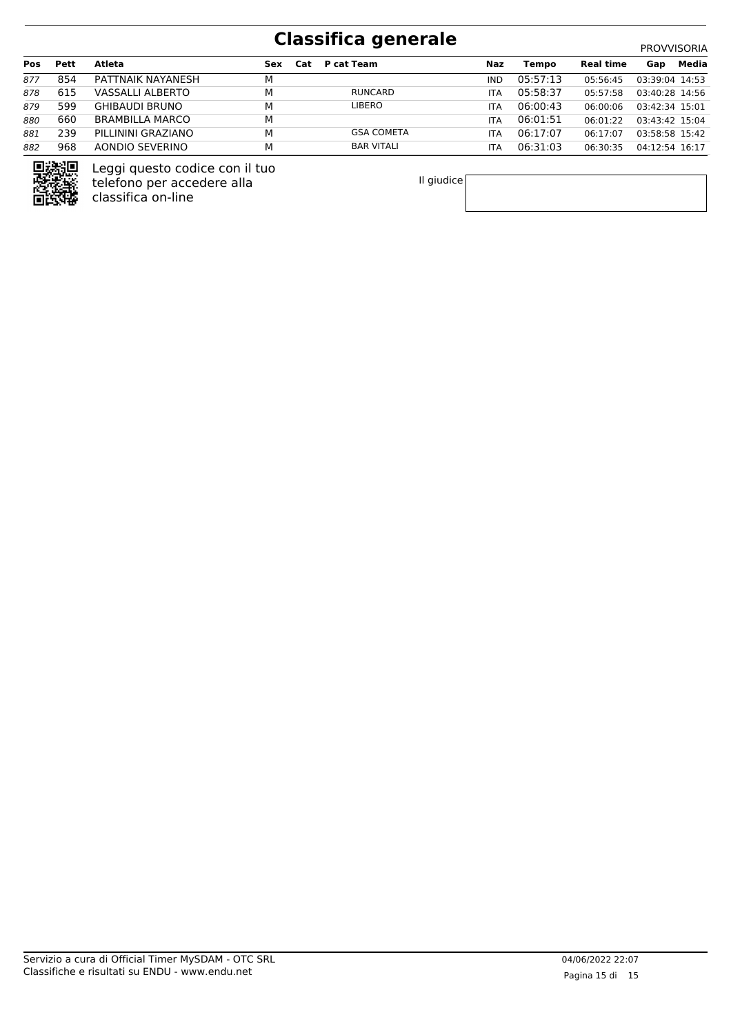# Classifica generale

PROVVISORIA

| Pos | Pett | Atleta | Sex | Cat | P cat | Team | Naz | Tempo | Real time | Gap | Media |
|---|---|---|---|---|---|---|---|---|---|---|---|
| 877 | 854 | PATTNAIK NAYANESH | M | | | | IND | 05:57:13 | 05:56:45 | 03:39:04 | 14:53 |
| 878 | 615 | VASSALLI ALBERTO | M | | | RUNCARD | ITA | 05:58:37 | 05:57:58 | 03:40:28 | 14:56 |
| 879 | 599 | GHIBAUDI BRUNO | M | | | LIBERO | ITA | 06:00:43 | 06:00:06 | 03:42:34 | 15:01 |
| 880 | 660 | BRAMBILLA MARCO | M | | | | ITA | 06:01:51 | 06:01:22 | 03:43:42 | 15:04 |
| 881 | 239 | PILLININI GRAZIANO | M | | | GSA COMETA | ITA | 06:17:07 | 06:17:07 | 03:58:58 | 15:42 |
| 882 | 968 | AONDIO SEVERINO | M | | | BAR VITALI | ITA | 06:31:03 | 06:30:35 | 04:12:54 | 16:17 |

Leggi questo codice con il tuo telefono per accedere alla classifica on-line

Il giudice

Servizio a cura di Official Timer MySDAM - OTC SRL
Classifiche e risultati su ENDU - www.endu.net

04/06/2022 22:07